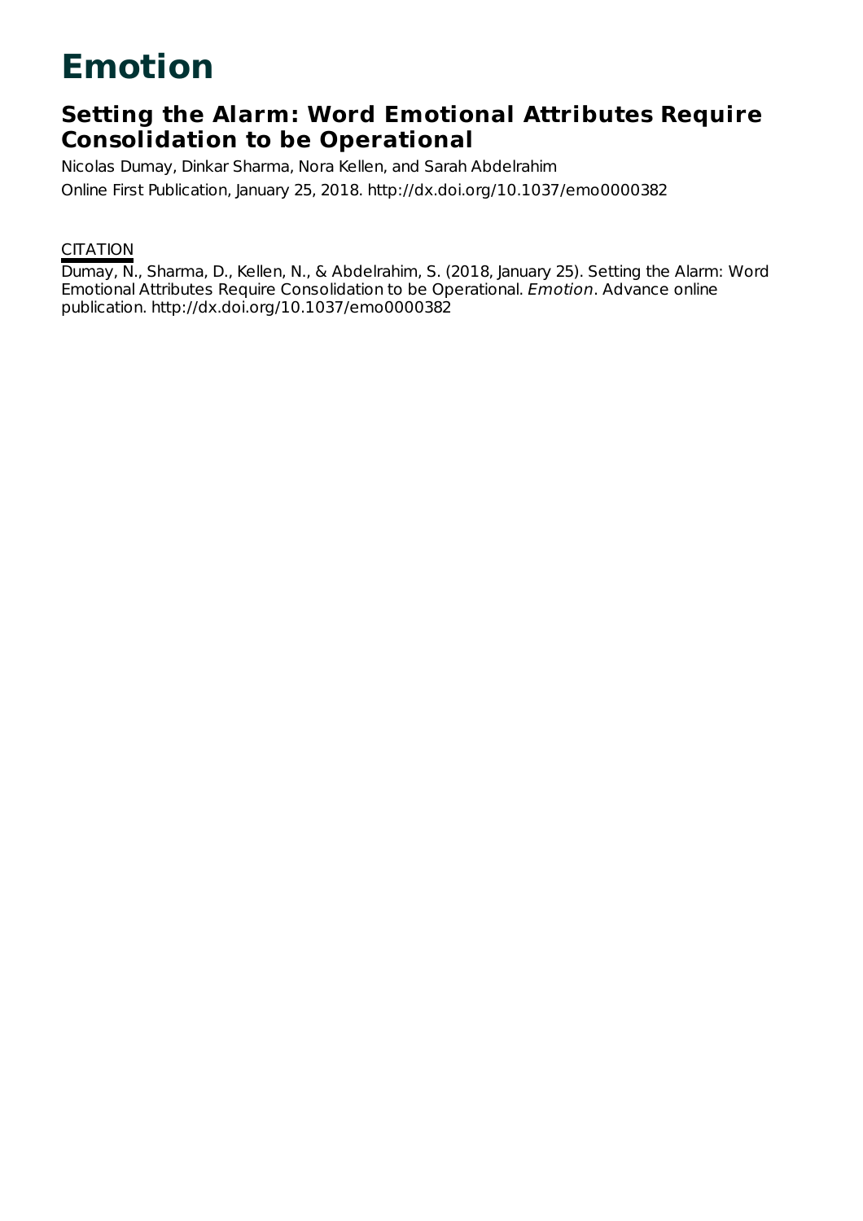# Emotion

## Setting the Alarm: Word Emotional Attributes Require Consolidation to be Operational

Nicolas Dumay, Dinkar Sharma, Nora Kellen, and Sarah Abdelrahim

Online First Publication, January 25, 2018. http://dx.doi.org/10.1037/emo0000382

CITATION

Dumay, N., Sharma, D., Kellen, N., & Abdelrahim, S. (2018, January 25). Setting the Alarm: Word Emotional Attributes Require Consolidation to be Operational. *Emotion*. Advance online publication. http://dx.doi.org/10.1037/emo0000382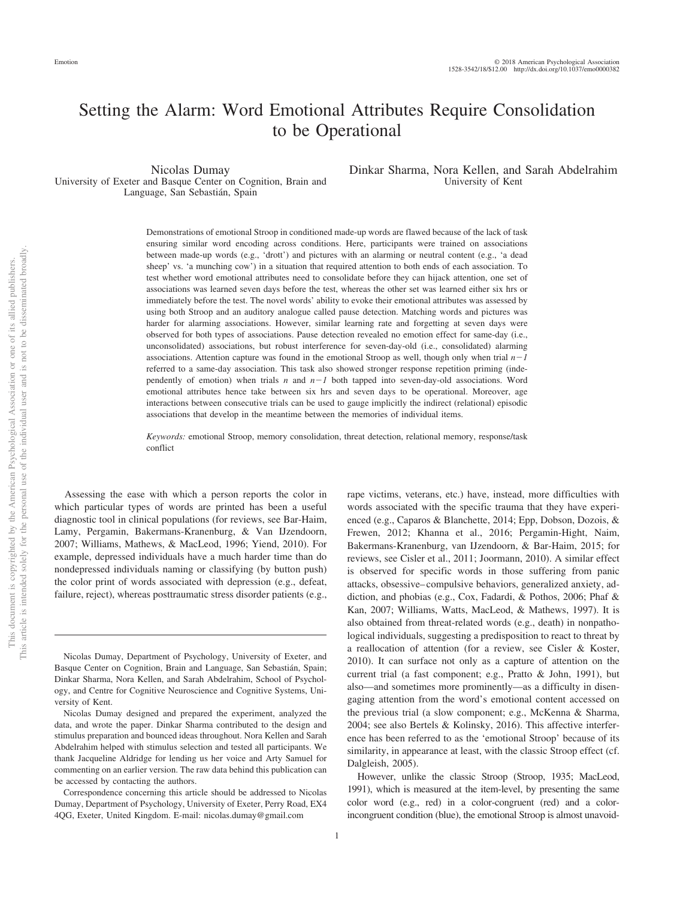# Setting the Alarm: Word Emotional Attributes Require Consolidation to be Operational

Nicolas Dumay
University of Exeter and Basque Center on Cognition, Brain and Language, San Sebastián, Spain

Dinkar Sharma, Nora Kellen, and Sarah Abdelrahim
University of Kent

Demonstrations of emotional Stroop in conditioned made-up words are flawed because of the lack of task ensuring similar word encoding across conditions. Here, participants were trained on associations between made-up words (e.g., 'drott') and pictures with an alarming or neutral content (e.g., 'a dead sheep' vs. 'a munching cow') in a situation that required attention to both ends of each association. To test whether word emotional attributes need to consolidate before they can hijack attention, one set of associations was learned seven days before the test, whereas the other set was learned either six hrs or immediately before the test. The novel words' ability to evoke their emotional attributes was assessed by using both Stroop and an auditory analogue called pause detection. Matching words and pictures was harder for alarming associations. However, similar learning rate and forgetting at seven days were observed for both types of associations. Pause detection revealed no emotion effect for same-day (i.e., unconsolidated) associations, but robust interference for seven-day-old (i.e., consolidated) alarming associations. Attention capture was found in the emotional Stroop as well, though only when trial $n-1$ referred to a same-day association. This task also showed stronger response repetition priming (independently of emotion) when trials $n$ and $n-1$ both tapped into seven-day-old associations. Word emotional attributes hence take between six hrs and seven days to be operational. Moreover, age interactions between consecutive trials can be used to gauge implicitly the indirect (relational) episodic associations that develop in the meantime between the memories of individual items.

*Keywords:* emotional Stroop, memory consolidation, threat detection, relational memory, response/task conflict

Assessing the ease with which a person reports the color in which particular types of words are printed has been a useful diagnostic tool in clinical populations (for reviews, see Bar-Haim, Lamy, Pergamin, Bakermans-Kranenburg, & Van IJzendoorn, 2007; Williams, Mathews, & MacLeod, 1996; Yiend, 2010). For example, depressed individuals have a much harder time than do nondepressed individuals naming or classifying (by button push) the color print of words associated with depression (e.g., defeat, failure, reject), whereas posttraumatic stress disorder patients (e.g., rape victims, veterans, etc.) have, instead, more difficulties with words associated with the specific trauma that they have experienced (e.g., Caparos & Blanchette, 2014; Epp, Dobson, Dozois, & Frewen, 2012; Khanna et al., 2016; Pergamin-Hight, Naim, Bakermans-Kranenburg, van IJzendoorn, & Bar-Haim, 2015; for reviews, see Cisler et al., 2011; Joormann, 2010). A similar effect is observed for specific words in those suffering from panic attacks, obsessive–compulsive behaviors, generalized anxiety, addiction, and phobias (e.g., Cox, Fadardi, & Pothos, 2006; Phaf & Kan, 2007; Williams, Watts, MacLeod, & Mathews, 1997). It is also obtained from threat-related words (e.g., death) in nonpathological individuals, suggesting a predisposition to react to threat by a reallocation of attention (for a review, see Cisler & Koster, 2010). It can surface not only as a capture of attention on the current trial (a fast component; e.g., Pratto & John, 1991), but also—and sometimes more prominently—as a difficulty in disengaging attention from the word's emotional content accessed on the previous trial (a slow component; e.g., McKenna & Sharma, 2004; see also Bertels & Kolinsky, 2016). This affective interference has been referred to as the 'emotional Stroop' because of its similarity, in appearance at least, with the classic Stroop effect (cf. Dalgleish, 2005).

However, unlike the classic Stroop (Stroop, 1935; MacLeod, 1991), which is measured at the item-level, by presenting the same color word (e.g., red) in a color-congruent (red) and a color-incongruent condition (blue), the emotional Stroop is almost unavoid-

Nicolas Dumay, Department of Psychology, University of Exeter, and Basque Center on Cognition, Brain and Language, San Sebastián, Spain; Dinkar Sharma, Nora Kellen, and Sarah Abdelrahim, School of Psychology, and Centre for Cognitive Neuroscience and Cognitive Systems, University of Kent.

Nicolas Dumay designed and prepared the experiment, analyzed the data, and wrote the paper. Dinkar Sharma contributed to the design and stimulus preparation and bounced ideas throughout. Nora Kellen and Sarah Abdelrahim helped with stimulus selection and tested all participants. We thank Jacqueline Aldridge for lending us her voice and Arty Samuel for commenting on an earlier version. The raw data behind this publication can be accessed by contacting the authors.

Correspondence concerning this article should be addressed to Nicolas Dumay, Department of Psychology, University of Exeter, Perry Road, EX4 4QG, Exeter, United Kingdom. E-mail: nicolas.dumay@gmail.com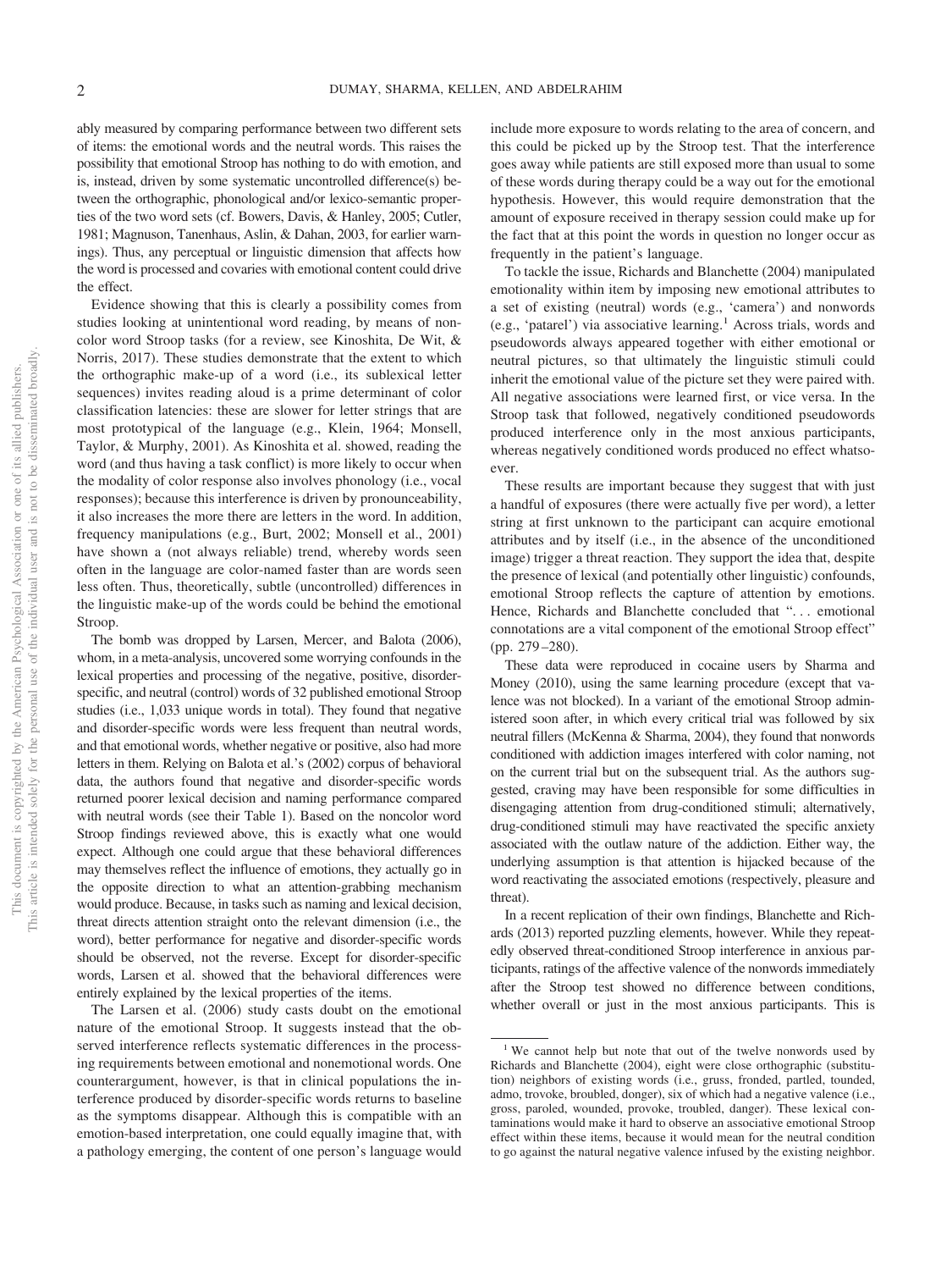ably measured by comparing performance between two different sets of items: the emotional words and the neutral words. This raises the possibility that emotional Stroop has nothing to do with emotion, and is, instead, driven by some systematic uncontrolled difference(s) between the orthographic, phonological and/or lexico-semantic properties of the two word sets (cf. Bowers, Davis, & Hanley, 2005; Cutler, 1981; Magnuson, Tanenhaus, Aslin, & Dahan, 2003, for earlier warnings). Thus, any perceptual or linguistic dimension that affects how the word is processed and covaries with emotional content could drive the effect.

Evidence showing that this is clearly a possibility comes from studies looking at unintentional word reading, by means of noncolor word Stroop tasks (for a review, see Kinoshita, De Wit, & Norris, 2017). These studies demonstrate that the extent to which the orthographic make-up of a word (i.e., its sublexical letter sequences) invites reading aloud is a prime determinant of color classification latencies: these are slower for letter strings that are most prototypical of the language (e.g., Klein, 1964; Monsell, Taylor, & Murphy, 2001). As Kinoshita et al. showed, reading the word (and thus having a task conflict) is more likely to occur when the modality of color response also involves phonology (i.e., vocal responses); because this interference is driven by pronounceability, it also increases the more there are letters in the word. In addition, frequency manipulations (e.g., Burt, 2002; Monsell et al., 2001) have shown a (not always reliable) trend, whereby words seen often in the language are color-named faster than are words seen less often. Thus, theoretically, subtle (uncontrolled) differences in the linguistic make-up of the words could be behind the emotional Stroop.

The bomb was dropped by Larsen, Mercer, and Balota (2006), whom, in a meta-analysis, uncovered some worrying confounds in the lexical properties and processing of the negative, positive, disorder-specific, and neutral (control) words of 32 published emotional Stroop studies (i.e., 1,033 unique words in total). They found that negative and disorder-specific words were less frequent than neutral words, and that emotional words, whether negative or positive, also had more letters in them. Relying on Balota et al.'s (2002) corpus of behavioral data, the authors found that negative and disorder-specific words returned poorer lexical decision and naming performance compared with neutral words (see their Table 1). Based on the noncolor word Stroop findings reviewed above, this is exactly what one would expect. Although one could argue that these behavioral differences may themselves reflect the influence of emotions, they actually go in the opposite direction to what an attention-grabbing mechanism would produce. Because, in tasks such as naming and lexical decision, threat directs attention straight onto the relevant dimension (i.e., the word), better performance for negative and disorder-specific words should be observed, not the reverse. Except for disorder-specific words, Larsen et al. showed that the behavioral differences were entirely explained by the lexical properties of the items.

The Larsen et al. (2006) study casts doubt on the emotional nature of the emotional Stroop. It suggests instead that the observed interference reflects systematic differences in the processing requirements between emotional and nonemotional words. One counterargument, however, is that in clinical populations the interference produced by disorder-specific words returns to baseline as the symptoms disappear. Although this is compatible with an emotion-based interpretation, one could equally imagine that, with a pathology emerging, the content of one person's language would include more exposure to words relating to the area of concern, and this could be picked up by the Stroop test. That the interference goes away while patients are still exposed more than usual to some of these words during therapy could be a way out for the emotional hypothesis. However, this would require demonstration that the amount of exposure received in therapy session could make up for the fact that at this point the words in question no longer occur as frequently in the patient's language.

To tackle the issue, Richards and Blanchette (2004) manipulated emotionality within item by imposing new emotional attributes to a set of existing (neutral) words (e.g., 'camera') and nonwords (e.g., 'patarel') via associative learning.[1] Across trials, words and pseudowords always appeared together with either emotional or neutral pictures, so that ultimately the linguistic stimuli could inherit the emotional value of the picture set they were paired with. All negative associations were learned first, or vice versa. In the Stroop task that followed, negatively conditioned pseudowords produced interference only in the most anxious participants, whereas negatively conditioned words produced no effect whatsoever.

These results are important because they suggest that with just a handful of exposures (there were actually five per word), a letter string at first unknown to the participant can acquire emotional attributes and by itself (i.e., in the absence of the unconditioned image) trigger a threat reaction. They support the idea that, despite the presence of lexical (and potentially other linguistic) confounds, emotional Stroop reflects the capture of attention by emotions. Hence, Richards and Blanchette concluded that ". . . emotional connotations are a vital component of the emotional Stroop effect" (pp. 279–280).

These data were reproduced in cocaine users by Sharma and Money (2010), using the same learning procedure (except that valence was not blocked). In a variant of the emotional Stroop administered soon after, in which every critical trial was followed by six neutral fillers (McKenna & Sharma, 2004), they found that nonwords conditioned with addiction images interfered with color naming, not on the current trial but on the subsequent trial. As the authors suggested, craving may have been responsible for some difficulties in disengaging attention from drug-conditioned stimuli; alternatively, drug-conditioned stimuli may have reactivated the specific anxiety associated with the outlaw nature of the addiction. Either way, the underlying assumption is that attention is hijacked because of the word reactivating the associated emotions (respectively, pleasure and threat).

In a recent replication of their own findings, Blanchette and Richards (2013) reported puzzling elements, however. While they repeatedly observed threat-conditioned Stroop interference in anxious participants, ratings of the affective valence of the nonwords immediately after the Stroop test showed no difference between conditions, whether overall or just in the most anxious participants. This is

[1] We cannot help but note that out of the twelve nonwords used by Richards and Blanchette (2004), eight were close orthographic (substitution) neighbors of existing words (i.e., gruss, fronded, partled, tounded, admo, trovoke, broubled, donger), six of which had a negative valence (i.e., gross, paroled, wounded, provoke, troubled, danger). These lexical contaminations would make it hard to observe an associative emotional Stroop effect within these items, because it would mean for the neutral condition to go against the natural negative valence infused by the existing neighbor.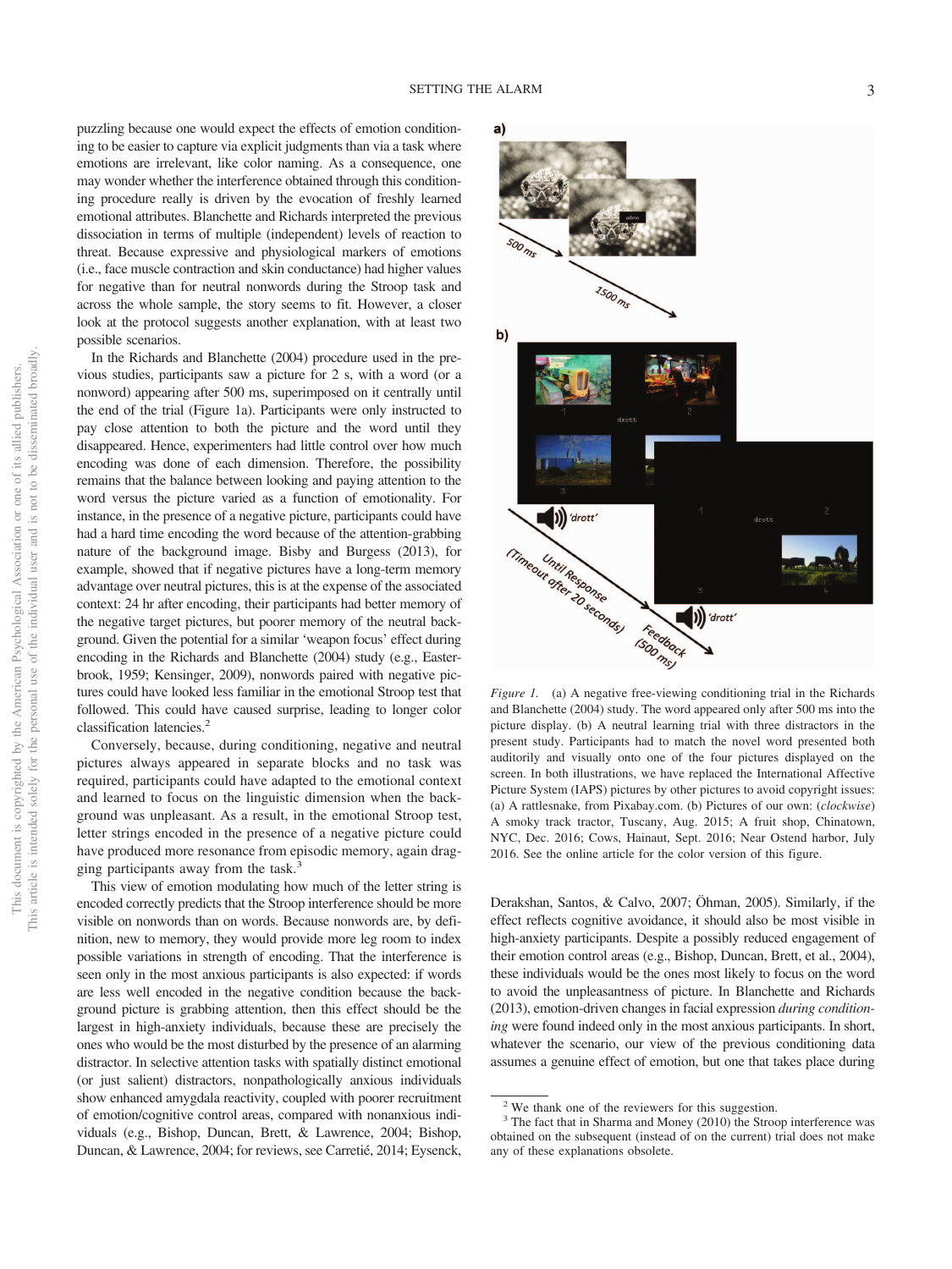puzzling because one would expect the effects of emotion conditioning to be easier to capture via explicit judgments than via a task where emotions are irrelevant, like color naming. As a consequence, one may wonder whether the interference obtained through this conditioning procedure really is driven by the evocation of freshly learned emotional attributes. Blanchette and Richards interpreted the previous dissociation in terms of multiple (independent) levels of reaction to threat. Because expressive and physiological markers of emotions (i.e., face muscle contraction and skin conductance) had higher values for negative than for neutral nonwords during the Stroop task and across the whole sample, the story seems to fit. However, a closer look at the protocol suggests another explanation, with at least two possible scenarios.

In the Richards and Blanchette (2004) procedure used in the previous studies, participants saw a picture for 2 s, with a word (or a nonword) appearing after 500 ms, superimposed on it centrally until the end of the trial (Figure 1a). Participants were only instructed to pay close attention to both the picture and the word until they disappeared. Hence, experimenters had little control over how much encoding was done of each dimension. Therefore, the possibility remains that the balance between looking and paying attention to the word versus the picture varied as a function of emotionality. For instance, in the presence of a negative picture, participants could have had a hard time encoding the word because of the attention-grabbing nature of the background image. Bisby and Burgess (2013), for example, showed that if negative pictures have a long-term memory advantage over neutral pictures, this is at the expense of the associated context: 24 hr after encoding, their participants had better memory of the negative target pictures, but poorer memory of the neutral background. Given the potential for a similar 'weapon focus' effect during encoding in the Richards and Blanchette (2004) study (e.g., Easterbrook, 1959; Kensinger, 2009), nonwords paired with negative pictures could have looked less familiar in the emotional Stroop test that followed. This could have caused surprise, leading to longer color classification latencies.[2]

Conversely, because, during conditioning, negative and neutral pictures always appeared in separate blocks and no task was required, participants could have adapted to the emotional context and learned to focus on the linguistic dimension when the background was unpleasant. As a result, in the emotional Stroop test, letter strings encoded in the presence of a negative picture could have produced more resonance from episodic memory, again dragging participants away from the task.[3]

This view of emotion modulating how much of the letter string is encoded correctly predicts that the Stroop interference should be more visible on nonwords than on words. Because nonwords are, by definition, new to memory, they would provide more leg room to index possible variations in strength of encoding. That the interference is seen only in the most anxious participants is also expected: if words are less well encoded in the negative condition because the background picture is grabbing attention, then this effect should be the largest in high-anxiety individuals, because these are precisely the ones who would be the most disturbed by the presence of an alarming distractor. In selective attention tasks with spatially distinct emotional (or just salient) distractors, nonpathologically anxious individuals show enhanced amygdala reactivity, coupled with poorer recruitment of emotion/cognitive control areas, compared with nonanxious individuals (e.g., Bishop, Duncan, Brett, & Lawrence, 2004; Bishop, Duncan, & Lawrence, 2004; for reviews, see Carretié, 2014; Eysenck, Derakshan, Santos, & Calvo, 2007; Öhman, 2005). Similarly, if the effect reflects cognitive avoidance, it should also be most visible in high-anxiety participants. Despite a possibly reduced engagement of their emotion control areas (e.g., Bishop, Duncan, Brett, et al., 2004), these individuals would be the ones most likely to focus on the word to avoid the unpleasantness of picture. In Blanchette and Richards (2013), emotion-driven changes in facial expression *during conditioning* were found indeed only in the most anxious participants. In short, whatever the scenario, our view of the previous conditioning data assumes a genuine effect of emotion, but one that takes place during

*Figure 1.* (a) A negative free-viewing conditioning trial in the Richards and Blanchette (2004) study. The word appeared only after 500 ms into the picture display. (b) A neutral learning trial with three distractors in the present study. Participants had to match the novel word presented both auditorily and visually onto one of the four pictures displayed on the screen. In both illustrations, we have replaced the International Affective Picture System (IAPS) pictures by other pictures to avoid copyright issues: (a) A rattlesnake, from Pixabay.com. (b) Pictures of our own: (*clockwise*) A smoky track tractor, Tuscany, Aug. 2015; A fruit shop, Chinatown, NYC, Dec. 2016; Cows, Hainaut, Sept. 2016; Near Ostend harbor, July 2016. See the online article for the color version of this figure.

[2] We thank one of the reviewers for this suggestion.

[3] The fact that in Sharma and Money (2010) the Stroop interference was obtained on the subsequent (instead of on the current) trial does not make any of these explanations obsolete.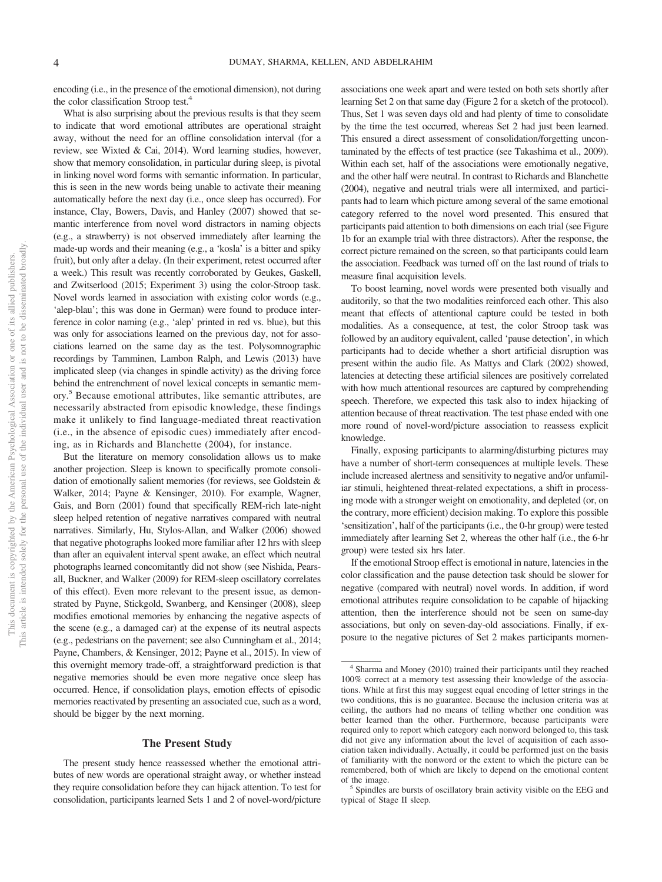encoding (i.e., in the presence of the emotional dimension), not during the color classification Stroop test.[4]

What is also surprising about the previous results is that they seem to indicate that word emotional attributes are operational straight away, without the need for an offline consolidation interval (for a review, see Wixted & Cai, 2014). Word learning studies, however, show that memory consolidation, in particular during sleep, is pivotal in linking novel word forms with semantic information. In particular, this is seen in the new words being unable to activate their meaning automatically before the next day (i.e., once sleep has occurred). For instance, Clay, Bowers, Davis, and Hanley (2007) showed that semantic interference from novel word distractors in naming objects (e.g., a strawberry) is not observed immediately after learning the made-up words and their meaning (e.g., a 'kosla' is a bitter and spiky fruit), but only after a delay. (In their experiment, retest occurred after a week.) This result was recently corroborated by Geukes, Gaskell, and Zwitserlood (2015; Experiment 3) using the color-Stroop task. Novel words learned in association with existing color words (e.g., 'alep-blau'; this was done in German) were found to produce interference in color naming (e.g., 'alep' printed in red vs. blue), but this was only for associations learned on the previous day, not for associations learned on the same day as the test. Polysomnographic recordings by Tamminen, Lambon Ralph, and Lewis (2013) have implicated sleep (via changes in spindle activity) as the driving force behind the entrenchment of novel lexical concepts in semantic memory.[5] Because emotional attributes, like semantic attributes, are necessarily abstracted from episodic knowledge, these findings make it unlikely to find language-mediated threat reactivation (i.e., in the absence of episodic cues) immediately after encoding, as in Richards and Blanchette (2004), for instance.

But the literature on memory consolidation allows us to make another projection. Sleep is known to specifically promote consolidation of emotionally salient memories (for reviews, see Goldstein & Walker, 2014; Payne & Kensinger, 2010). For example, Wagner, Gais, and Born (2001) found that specifically REM-rich late-night sleep helped retention of negative narratives compared with neutral narratives. Similarly, Hu, Stylos-Allan, and Walker (2006) showed that negative photographs looked more familiar after 12 hrs with sleep than after an equivalent interval spent awake, an effect which neutral photographs learned concomitantly did not show (see Nishida, Pearsall, Buckner, and Walker (2009) for REM-sleep oscillatory correlates of this effect). Even more relevant to the present issue, as demonstrated by Payne, Stickgold, Swanberg, and Kensinger (2008), sleep modifies emotional memories by enhancing the negative aspects of the scene (e.g., a damaged car) at the expense of its neutral aspects (e.g., pedestrians on the pavement; see also Cunningham et al., 2014; Payne, Chambers, & Kensinger, 2012; Payne et al., 2015). In view of this overnight memory trade-off, a straightforward prediction is that negative memories should be even more negative once sleep has occurred. Hence, if consolidation plays, emotion effects of episodic memories reactivated by presenting an associated cue, such as a word, should be bigger by the next morning.

## The Present Study

The present study hence reassessed whether the emotional attributes of new words are operational straight away, or whether instead they require consolidation before they can hijack attention. To test for consolidation, participants learned Sets 1 and 2 of novel-word/picture associations one week apart and were tested on both sets shortly after learning Set 2 on that same day (Figure 2 for a sketch of the protocol). Thus, Set 1 was seven days old and had plenty of time to consolidate by the time the test occurred, whereas Set 2 had just been learned. This ensured a direct assessment of consolidation/forgetting uncontaminated by the effects of test practice (see Takashima et al., 2009). Within each set, half of the associations were emotionally negative, and the other half were neutral. In contrast to Richards and Blanchette (2004), negative and neutral trials were all intermixed, and participants had to learn which picture among several of the same emotional category referred to the novel word presented. This ensured that participants paid attention to both dimensions on each trial (see Figure 1b for an example trial with three distractors). After the response, the correct picture remained on the screen, so that participants could learn the association. Feedback was turned off on the last round of trials to measure final acquisition levels.

To boost learning, novel words were presented both visually and auditorily, so that the two modalities reinforced each other. This also meant that effects of attentional capture could be tested in both modalities. As a consequence, at test, the color Stroop task was followed by an auditory equivalent, called 'pause detection', in which participants had to decide whether a short artificial disruption was present within the audio file. As Mattys and Clark (2002) showed, latencies at detecting these artificial silences are positively correlated with how much attentional resources are captured by comprehending speech. Therefore, we expected this task also to index hijacking of attention because of threat reactivation. The test phase ended with one more round of novel-word/picture association to reassess explicit knowledge.

Finally, exposing participants to alarming/disturbing pictures may have a number of short-term consequences at multiple levels. These include increased alertness and sensitivity to negative and/or unfamiliar stimuli, heightened threat-related expectations, a shift in processing mode with a stronger weight on emotionality, and depleted (or, on the contrary, more efficient) decision making. To explore this possible 'sensitization', half of the participants (i.e., the 0-hr group) were tested immediately after learning Set 2, whereas the other half (i.e., the 6-hr group) were tested six hrs later.

If the emotional Stroop effect is emotional in nature, latencies in the color classification and the pause detection task should be slower for negative (compared with neutral) novel words. In addition, if word emotional attributes require consolidation to be capable of hijacking attention, then the interference should not be seen on same-day associations, but only on seven-day-old associations. Finally, if exposure to the negative pictures of Set 2 makes participants momen-

[4] Sharma and Money (2010) trained their participants until they reached 100% correct at a memory test assessing their knowledge of the associations. While at first this may suggest equal encoding of letter strings in the two conditions, this is no guarantee. Because the inclusion criteria was at ceiling, the authors had no means of telling whether one condition was better learned than the other. Furthermore, because participants were required only to report which category each nonword belonged to, this task did not give any information about the level of acquisition of each association taken individually. Actually, it could be performed just on the basis of familiarity with the nonword or the extent to which the picture can be remembered, both of which are likely to depend on the emotional content of the image.

[5] Spindles are bursts of oscillatory brain activity visible on the EEG and typical of Stage II sleep.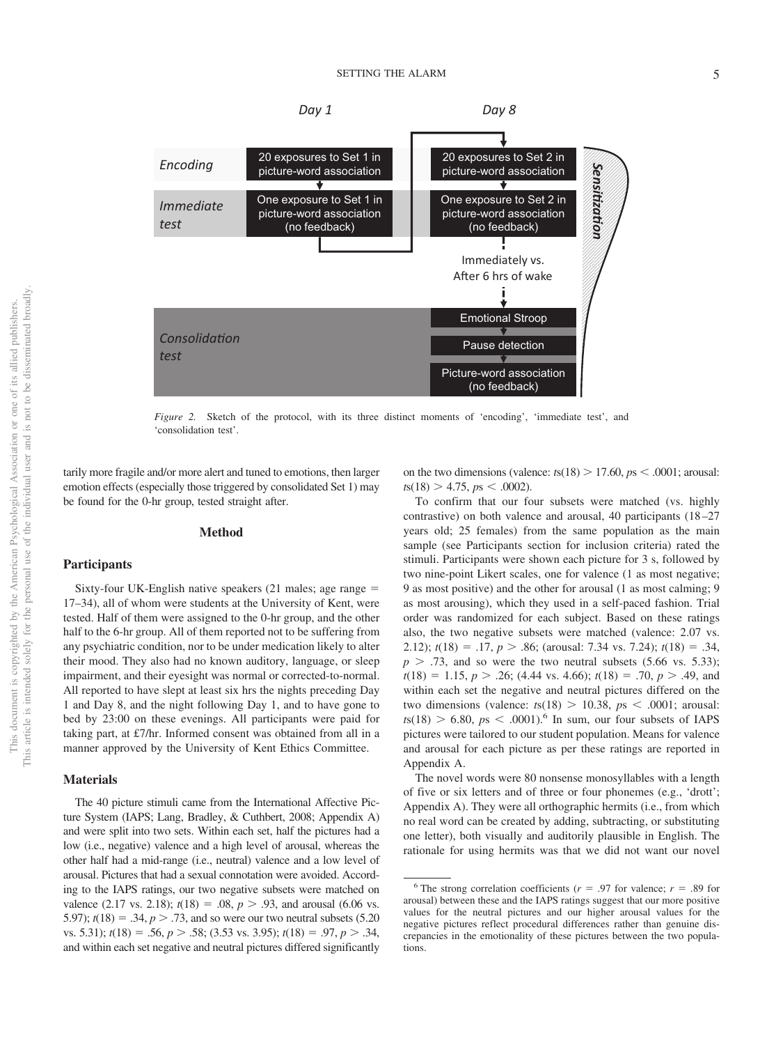*Figure 2.* Sketch of the protocol, with its three distinct moments of 'encoding', 'immediate test', and 'consolidation test'.

tarily more fragile and/or more alert and tuned to emotions, then larger emotion effects (especially those triggered by consolidated Set 1) may be found for the 0-hr group, tested straight after.

## Method

### Participants

Sixty-four UK-English native speakers (21 males; age range = 17–34), all of whom were students at the University of Kent, were tested. Half of them were assigned to the 0-hr group, and the other half to the 6-hr group. All of them reported not to be suffering from any psychiatric condition, nor to be under medication likely to alter their mood. They also had no known auditory, language, or sleep impairment, and their eyesight was normal or corrected-to-normal. All reported to have slept at least six hrs the nights preceding Day 1 and Day 8, and the night following Day 1, and to have gone to bed by 23:00 on these evenings. All participants were paid for taking part, at £7/hr. Informed consent was obtained from all in a manner approved by the University of Kent Ethics Committee.

### Materials

The 40 picture stimuli came from the International Affective Picture System (IAPS; Lang, Bradley, & Cuthbert, 2008; Appendix A) and were split into two sets. Within each set, half the pictures had a low (i.e., negative) valence and a high level of arousal, whereas the other half had a mid-range (i.e., neutral) valence and a low level of arousal. Pictures that had a sexual connotation were avoided. According to the IAPS ratings, our two negative subsets were matched on valence (2.17 vs. 2.18); $t(18) = .08$, $p > .93$, and arousal (6.06 vs. 5.97); $t(18) = .34$, $p > .73$, and so were our two neutral subsets (5.20 vs. 5.31); $t(18) = .56$, $p > .58$; (3.53 vs. 3.95); $t(18) = .97$, $p > .34$, and within each set negative and neutral pictures differed significantly on the two dimensions (valence: $ts(18) > 17.60$, $ps < .0001$; arousal: $ts(18) > 4.75$, $ps < .0002$).

To confirm that our four subsets were matched (vs. highly contrastive) on both valence and arousal, 40 participants (18–27 years old; 25 females) from the same population as the main sample (see Participants section for inclusion criteria) rated the stimuli. Participants were shown each picture for 3 s, followed by two nine-point Likert scales, one for valence (1 as most negative; 9 as most positive) and the other for arousal (1 as most calming; 9 as most arousing), which they used in a self-paced fashion. Trial order was randomized for each subject. Based on these ratings also, the two negative subsets were matched (valence: 2.07 vs. 2.12); $t(18) = .17$, $p > .86$; (arousal: 7.34 vs. 7.24); $t(18) = .34$, $p > .73$, and so were the two neutral subsets (5.66 vs. 5.33); $t(18) = 1.15$, $p > .26$; (4.44 vs. 4.66); $t(18) = .70$, $p > .49$, and within each set the negative and neutral pictures differed on the two dimensions (valence: $ts(18) > 10.38$, $ps < .0001$; arousal: $ts(18) > 6.80$, $ps < .0001$).[6] In sum, our four subsets of IAPS pictures were tailored to our student population. Means for valence and arousal for each picture as per these ratings are reported in Appendix A.

The novel words were 80 nonsense monosyllables with a length of five or six letters and of three or four phonemes (e.g., 'drott'; Appendix A). They were all orthographic hermits (i.e., from which no real word can be created by adding, subtracting, or substituting one letter), both visually and auditorily plausible in English. The rationale for using hermits was that we did not want our novel

[6] The strong correlation coefficients ($r = .97$ for valence; $r = .89$ for arousal) between these and the IAPS ratings suggest that our more positive values for the neutral pictures and our higher arousal values for the negative pictures reflect procedural differences rather than genuine discrepancies in the emotionality of these pictures between the two populations.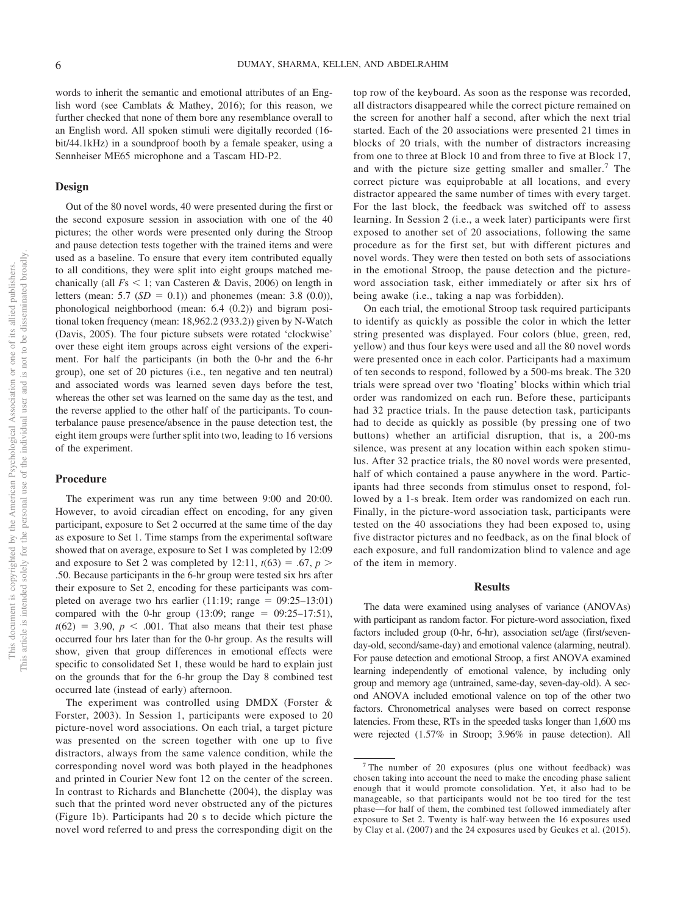words to inherit the semantic and emotional attributes of an English word (see Camblats & Mathey, 2016); for this reason, we further checked that none of them bore any resemblance overall to an English word. All spoken stimuli were digitally recorded (16-bit/44.1kHz) in a soundproof booth by a female speaker, using a Sennheiser ME65 microphone and a Tascam HD-P2.

## Design

Out of the 80 novel words, 40 were presented during the first or the second exposure session in association with one of the 40 pictures; the other words were presented only during the Stroop and pause detection tests together with the trained items and were used as a baseline. To ensure that every item contributed equally to all conditions, they were split into eight groups matched mechanically (all *F*s $< 1$; van Casteren & Davis, 2006) on length in letters (mean: 5.7 (*SD* $= 0.1$)) and phonemes (mean: 3.8 (0.0)), phonological neighborhood (mean: 6.4 (0.2)) and bigram positional token frequency (mean: 18,962.2 (933.2)) given by N-Watch (Davis, 2005). The four picture subsets were rotated 'clockwise' over these eight item groups across eight versions of the experiment. For half the participants (in both the 0-hr and the 6-hr group), one set of 20 pictures (i.e., ten negative and ten neutral) and associated words was learned seven days before the test, whereas the other set was learned on the same day as the test, and the reverse applied to the other half of the participants. To counterbalance pause presence/absence in the pause detection test, the eight item groups were further split into two, leading to 16 versions of the experiment.

## Procedure

The experiment was run any time between 9:00 and 20:00. However, to avoid circadian effect on encoding, for any given participant, exposure to Set 2 occurred at the same time of the day as exposure to Set 1. Time stamps from the experimental software showed that on average, exposure to Set 1 was completed by 12:09 and exposure to Set 2 was completed by 12:11, $t(63) = .67$, $p > .50$. Because participants in the 6-hr group were tested six hrs after their exposure to Set 2, encoding for these participants was completed on average two hrs earlier (11:19; range = 09:25–13:01) compared with the 0-hr group (13:09; range = 09:25–17:51), $t(62) = 3.90$, $p < .001$. That also means that their test phase occurred four hrs later than for the 0-hr group. As the results will show, given that group differences in emotional effects were specific to consolidated Set 1, these would be hard to explain just on the grounds that for the 6-hr group the Day 8 combined test occurred late (instead of early) afternoon.

The experiment was controlled using DMDX (Forster & Forster, 2003). In Session 1, participants were exposed to 20 picture-novel word associations. On each trial, a target picture was presented on the screen together with one up to five distractors, always from the same valence condition, while the corresponding novel word was both played in the headphones and printed in Courier New font 12 on the center of the screen. In contrast to Richards and Blanchette (2004), the display was such that the printed word never obstructed any of the pictures (Figure 1b). Participants had 20 s to decide which picture the novel word referred to and press the corresponding digit on the top row of the keyboard. As soon as the response was recorded, all distractors disappeared while the correct picture remained on the screen for another half a second, after which the next trial started. Each of the 20 associations were presented 21 times in blocks of 20 trials, with the number of distractors increasing from one to three at Block 10 and from three to five at Block 17, and with the picture size getting smaller and smaller.[7] The correct picture was equiprobable at all locations, and every distractor appeared the same number of times with every target. For the last block, the feedback was switched off to assess learning. In Session 2 (i.e., a week later) participants were first exposed to another set of 20 associations, following the same procedure as for the first set, but with different pictures and novel words. They were then tested on both sets of associations in the emotional Stroop, the pause detection and the picture-word association task, either immediately or after six hrs of being awake (i.e., taking a nap was forbidden).

On each trial, the emotional Stroop task required participants to identify as quickly as possible the color in which the letter string presented was displayed. Four colors (blue, green, red, yellow) and thus four keys were used and all the 80 novel words were presented once in each color. Participants had a maximum of ten seconds to respond, followed by a 500-ms break. The 320 trials were spread over two 'floating' blocks within which trial order was randomized on each run. Before these, participants had 32 practice trials. In the pause detection task, participants had to decide as quickly as possible (by pressing one of two buttons) whether an artificial disruption, that is, a 200-ms silence, was present at any location within each spoken stimulus. After 32 practice trials, the 80 novel words were presented, half of which contained a pause anywhere in the word. Participants had three seconds from stimulus onset to respond, followed by a 1-s break. Item order was randomized on each run. Finally, in the picture-word association task, participants were tested on the 40 associations they had been exposed to, using five distractor pictures and no feedback, as on the final block of each exposure, and full randomization blind to valence and age of the item in memory.

## Results

The data were examined using analyses of variance (ANOVAs) with participant as random factor. For picture-word association, fixed factors included group (0-hr, 6-hr), association set/age (first/seven-day-old, second/same-day) and emotional valence (alarming, neutral). For pause detection and emotional Stroop, a first ANOVA examined learning independently of emotional valence, by including only group and memory age (untrained, same-day, seven-day-old). A second ANOVA included emotional valence on top of the other two factors. Chronometrical analyses were based on correct response latencies. From these, RTs in the speeded tasks longer than 1,600 ms were rejected (1.57% in Stroop; 3.96% in pause detection). All

[7] The number of 20 exposures (plus one without feedback) was chosen taking into account the need to make the encoding phase salient enough that it would promote consolidation. Yet, it also had to be manageable, so that participants would not be too tired for the test phase—for half of them, the combined test followed immediately after exposure to Set 2. Twenty is half-way between the 16 exposures used by Clay et al. (2007) and the 24 exposures used by Geukes et al. (2015).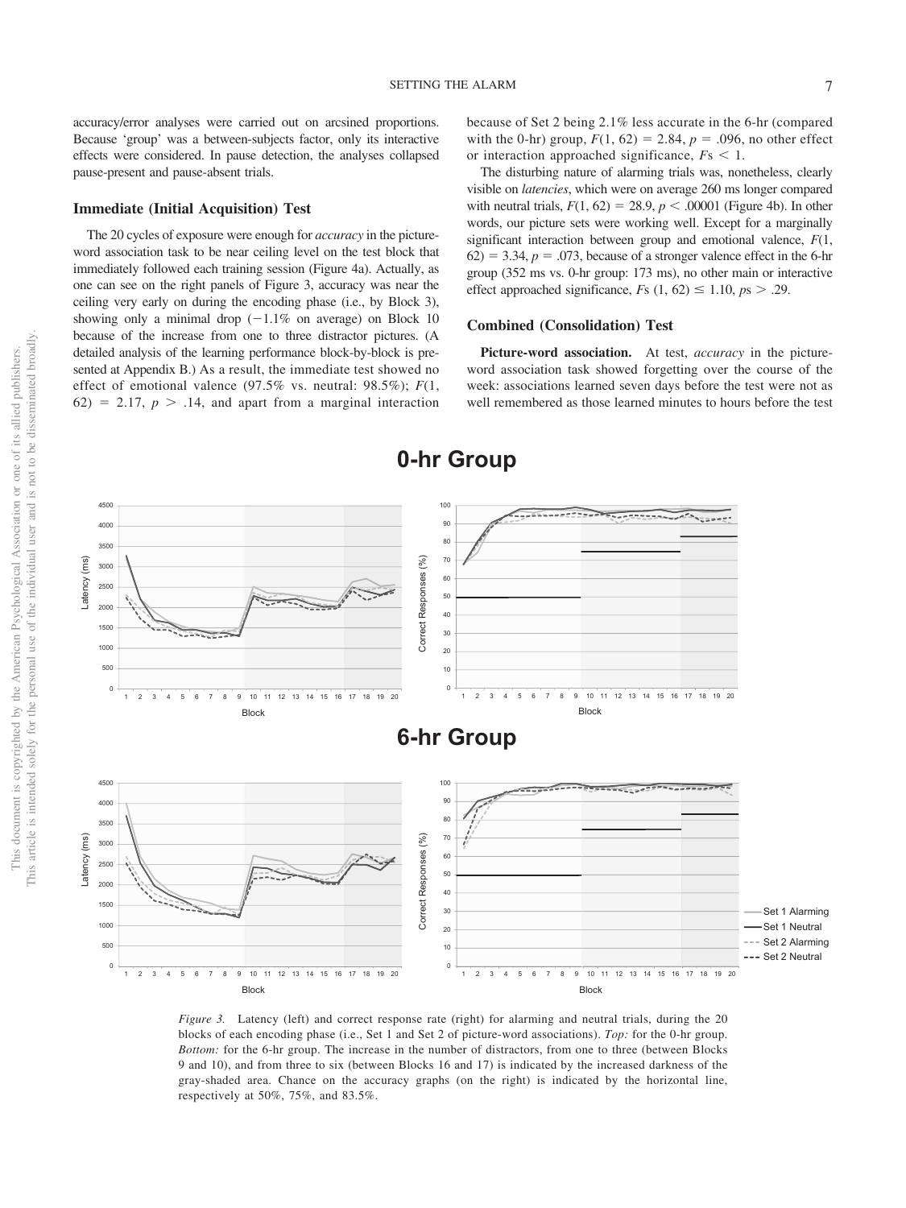accuracy/error analyses were carried out on arcsined proportions. Because 'group' was a between-subjects factor, only its interactive effects were considered. In pause detection, the analyses collapsed pause-present and pause-absent trials.

### Immediate (Initial Acquisition) Test

The 20 cycles of exposure were enough for *accuracy* in the picture-word association task to be near ceiling level on the test block that immediately followed each training session (Figure 4a). Actually, as one can see on the right panels of Figure 3, accuracy was near the ceiling very early on during the encoding phase (i.e., by Block 3), showing only a minimal drop (−1.1% on average) on Block 10 because of the increase from one to three distractor pictures. (A detailed analysis of the learning performance block-by-block is presented at Appendix B.) As a result, the immediate test showed no effect of emotional valence (97.5% vs. neutral: 98.5%); $F(1, 62) = 2.17$, $p > .14$, and apart from a marginal interaction because of Set 2 being 2.1% less accurate in the 6-hr (compared with the 0-hr) group, $F(1, 62) = 2.84$, $p = .096$, no other effect or interaction approached significance, $Fs < 1$.

The disturbing nature of alarming trials was, nonetheless, clearly visible on *latencies*, which were on average 260 ms longer compared with neutral trials, $F(1, 62) = 28.9$, $p < .00001$ (Figure 4b). In other words, our picture sets were working well. Except for a marginally significant interaction between group and emotional valence, $F(1, 62) = 3.34$, $p = .073$, because of a stronger valence effect in the 6-hr group (352 ms vs. 0-hr group: 173 ms), no other main or interactive effect approached significance, $Fs\ (1, 62) \leq 1.10$, $ps > .29$.

### Combined (Consolidation) Test

**Picture-word association.** At test, *accuracy* in the picture-word association task showed forgetting over the course of the week: associations learned seven days before the test were not as well remembered as those learned minutes to hours before the test

*Figure 3.* Latency (left) and correct response rate (right) for alarming and neutral trials, during the 20 blocks of each encoding phase (i.e., Set 1 and Set 2 of picture-word associations). *Top:* for the 0-hr group. *Bottom:* for the 6-hr group. The increase in the number of distractors, from one to three (between Blocks 9 and 10), and from three to six (between Blocks 16 and 17) is indicated by the increased darkness of the gray-shaded area. Chance on the accuracy graphs (on the right) is indicated by the horizontal line, respectively at 50%, 75%, and 83.5%.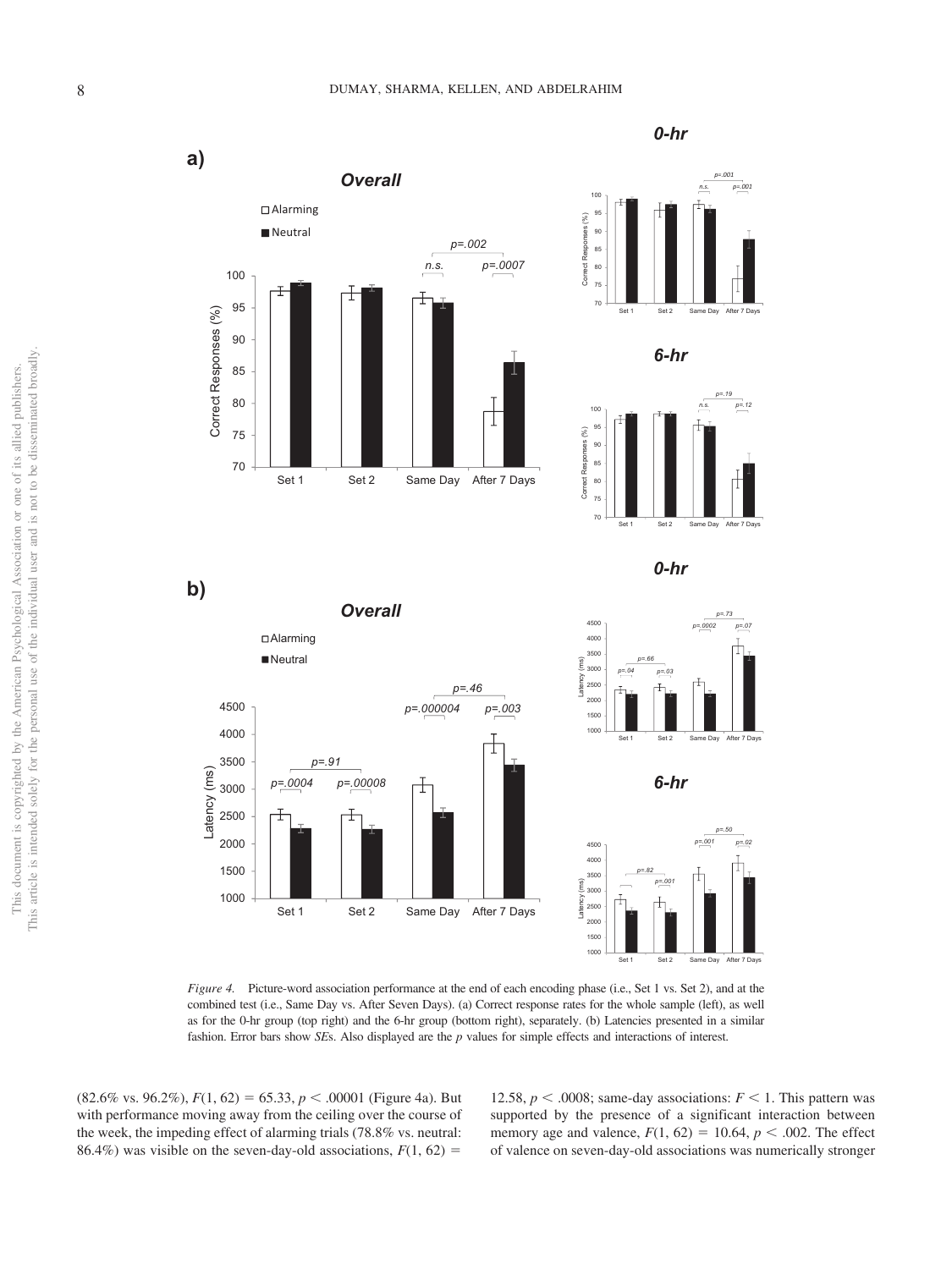*Figure 4.* Picture-word association performance at the end of each encoding phase (i.e., Set 1 vs. Set 2), and at the combined test (i.e., Same Day vs. After Seven Days). (a) Correct response rates for the whole sample (left), as well as for the 0-hr group (top right) and the 6-hr group (bottom right), separately. (b) Latencies presented in a similar fashion. Error bars show *SE*s. Also displayed are the *p* values for simple effects and interactions of interest.

(82.6% vs. 96.2%), $F(1, 62) = 65.33$, $p < .00001$ (Figure 4a). But with performance moving away from the ceiling over the course of the week, the impeding effect of alarming trials (78.8% vs. neutral: 86.4%) was visible on the seven-day-old associations, $F(1, 62) = 12.58$, $p < .0008$; same-day associations: $F < 1$. This pattern was supported by the presence of a significant interaction between memory age and valence, $F(1, 62) = 10.64$, $p < .002$. The effect of valence on seven-day-old associations was numerically stronger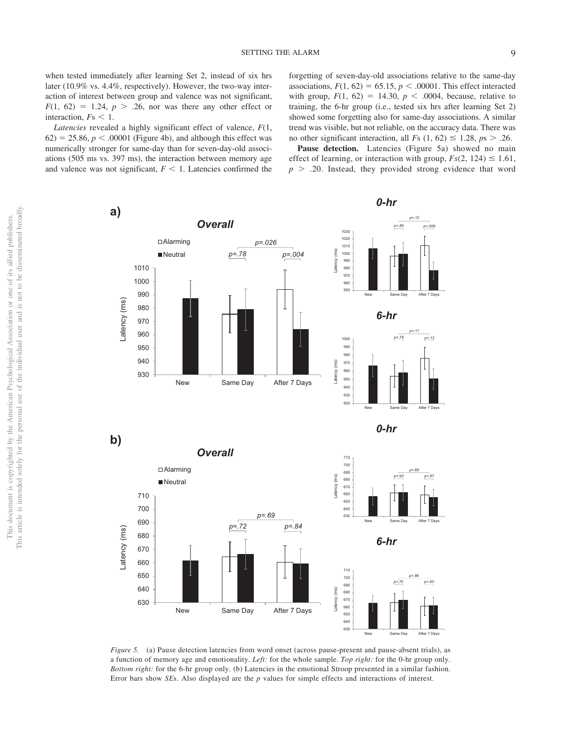when tested immediately after learning Set 2, instead of six hrs later (10.9% vs. 4.4%, respectively). However, the two-way interaction of interest between group and valence was not significant, $F(1, 62) = 1.24$, $p > .26$, nor was there any other effect or interaction, $Fs < 1$.

*Latencies* revealed a highly significant effect of valence, $F(1, 62) = 25.86$, $p < .00001$ (Figure 4b), and although this effect was numerically stronger for same-day than for seven-day-old associations (505 ms vs. 397 ms), the interaction between memory age and valence was not significant, $F < 1$. Latencies confirmed the forgetting of seven-day-old associations relative to the same-day associations, $F(1, 62) = 65.15$, $p < .00001$. This effect interacted with group, $F(1, 62) = 14.30$, $p < .0004$, because, relative to training, the 6-hr group (i.e., tested six hrs after learning Set 2) showed some forgetting also for same-day associations. A similar trend was visible, but not reliable, on the accuracy data. There was no other significant interaction, all $Fs\ (1, 62) \leq 1.28$, $ps > .26$.

**Pause detection.** Latencies (Figure 5a) showed no main effect of learning, or interaction with group, $Fs(2, 124) \leq 1.61$, $p > .20$. Instead, they provided strong evidence that word

*Figure 5.* (a) Pause detection latencies from word onset (across pause-present and pause-absent trials), as a function of memory age and emotionality. *Left:* for the whole sample. *Top right:* for the 0-hr group only. *Bottom right:* for the 6-hr group only. (b) Latencies in the emotional Stroop presented in a similar fashion. Error bars show *SE*s. Also displayed are the *p* values for simple effects and interactions of interest.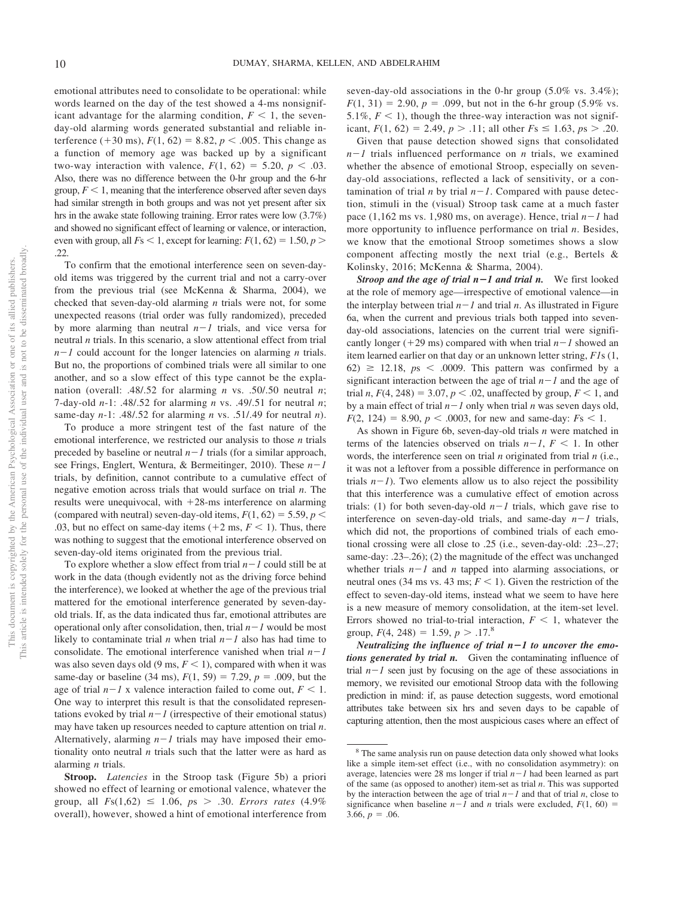emotional attributes need to consolidate to be operational: while words learned on the day of the test showed a 4-ms nonsignificant advantage for the alarming condition, $F < 1$, the seven-day-old alarming words generated substantial and reliable interference (+30 ms), $F(1, 62) = 8.82$, $p < .005$. This change as a function of memory age was backed up by a significant two-way interaction with valence, $F(1, 62) = 5.20$, $p < .03$. Also, there was no difference between the 0-hr group and the 6-hr group, $F < 1$, meaning that the interference observed after seven days had similar strength in both groups and was not yet present after six hrs in the awake state following training. Error rates were low (3.7%) and showed no significant effect of learning or valence, or interaction, even with group, all $F$s $< 1$, except for learning: $F(1, 62) = 1.50$, $p > .22$.

To confirm that the emotional interference seen on seven-day-old items was triggered by the current trial and not a carry-over from the previous trial (see McKenna & Sharma, 2004), we checked that seven-day-old alarming *n* trials were not, for some unexpected reasons (trial order was fully randomized), preceded by more alarming than neutral *n−1* trials, and vice versa for neutral *n* trials. In this scenario, a slow attentional effect from trial *n−1* could account for the longer latencies on alarming *n* trials. But no, the proportions of combined trials were all similar to one another, and so a slow effect of this type cannot be the explanation (overall: .48/.52 for alarming *n* vs. .50/.50 neutral *n*; 7-day-old *n*-1: .48/.52 for alarming *n* vs. .49/.51 for neutral *n*; same-day *n*-1: .48/.52 for alarming *n* vs. .51/.49 for neutral *n*).

To produce a more stringent test of the fast nature of the emotional interference, we restricted our analysis to those *n* trials preceded by baseline or neutral *n−1* trials (for a similar approach, see Frings, Englert, Wentura, & Bermeitinger, 2010). These *n−1* trials, by definition, cannot contribute to a cumulative effect of negative emotion across trials that would surface on trial *n*. The results were unequivocal, with +28-ms interference on alarming (compared with neutral) seven-day-old items, $F(1, 62) = 5.59$, $p < .03$, but no effect on same-day items (+2 ms, $F < 1$). Thus, there was nothing to suggest that the emotional interference observed on seven-day-old items originated from the previous trial.

To explore whether a slow effect from trial *n−1* could still be at work in the data (though evidently not as the driving force behind the interference), we looked at whether the age of the previous trial mattered for the emotional interference generated by seven-day-old trials. If, as the data indicated thus far, emotional attributes are operational only after consolidation, then, trial *n−1* would be most likely to contaminate trial *n* when trial *n−1* also has had time to consolidate. The emotional interference vanished when trial *n−1* was also seven days old (9 ms, $F < 1$), compared with when it was same-day or baseline (34 ms), $F(1, 59) = 7.29$, $p = .009$, but the age of trial *n−1* x valence interaction failed to come out, $F < 1$. One way to interpret this result is that the consolidated representations evoked by trial *n−1* (irrespective of their emotional status) may have taken up resources needed to capture attention on trial *n*. Alternatively, alarming *n−1* trials may have imposed their emotionality onto neutral *n* trials such that the latter were as hard as alarming *n* trials.

**Stroop.** *Latencies* in the Stroop task (Figure 5b) a priori showed no effect of learning or emotional valence, whatever the group, all $F\text{s}(1,62) \leq 1.06$, $ps > .30$. *Errors rates* (4.9% overall), however, showed a hint of emotional interference from seven-day-old associations in the 0-hr group (5.0% vs. 3.4%); $F(1, 31) = 2.90$, $p = .099$, but not in the 6-hr group (5.9% vs. 5.1%, $F < 1$), though the three-way interaction was not significant, $F(1, 62) = 2.49$, $p > .11$; all other $F$s $\leq 1.63$, $ps > .20$.

Given that pause detection showed signs that consolidated *n−1* trials influenced performance on *n* trials, we examined whether the absence of emotional Stroop, especially on seven-day-old associations, reflected a lack of sensitivity, or a contamination of trial *n* by trial *n−1*. Compared with pause detection, stimuli in the (visual) Stroop task came at a much faster pace (1,162 ms vs. 1,980 ms, on average). Hence, trial *n−1* had more opportunity to influence performance on trial *n*. Besides, we know that the emotional Stroop sometimes shows a slow component affecting mostly the next trial (e.g., Bertels & Kolinsky, 2016; McKenna & Sharma, 2004).

***Stroop and the age of trial n−1 and trial n.*** We first looked at the role of memory age—irrespective of emotional valence—in the interplay between trial *n−1* and trial *n*. As illustrated in Figure 6a, when the current and previous trials both tapped into seven-day-old associations, latencies on the current trial were significantly longer (+29 ms) compared with when trial *n−1* showed an item learned earlier on that day or an unknown letter string, $F1s(1, 62) \geq 12.18$, $ps < .0009$. This pattern was confirmed by a significant interaction between the age of trial *n−1* and the age of trial *n*, $F(4, 248) = 3.07$, $p < .02$, unaffected by group, $F < 1$, and by a main effect of trial *n−1* only when trial *n* was seven days old, $F(2, 124) = 8.90$, $p < .0003$, for new and same-day: $F$s $< 1$.

As shown in Figure 6b, seven-day-old trials *n* were matched in terms of the latencies observed on trials *n−1*, $F < 1$. In other words, the interference seen on trial *n* originated from trial *n* (i.e., it was not a leftover from a possible difference in performance on trials *n−1*). Two elements allow us to also reject the possibility that this interference was a cumulative effect of emotion across trials: (1) for both seven-day-old *n−1* trials, which gave rise to interference on seven-day-old trials, and same-day *n−1* trials, which did not, the proportions of combined trials of each emotional crossing were all close to .25 (i.e., seven-day-old: .23–.27; same-day: .23–.26); (2) the magnitude of the effect was unchanged whether trials *n−1* and *n* tapped into alarming associations, or neutral ones (34 ms vs. 43 ms; $F < 1$). Given the restriction of the effect to seven-day-old items, instead what we seem to have here is a new measure of memory consolidation, at the item-set level. Errors showed no trial-to-trial interaction, $F < 1$, whatever the group, $F(4, 248) = 1.59$, $p > .17$.[8]

***Neutralizing the influence of trial n−1 to uncover the emotions generated by trial n.*** Given the contaminating influence of trial *n−1* seen just by focusing on the age of these associations in memory, we revisited our emotional Stroop data with the following prediction in mind: if, as pause detection suggests, word emotional attributes take between six hrs and seven days to be capable of capturing attention, then the most auspicious cases where an effect of

---

[8] The same analysis run on pause detection data only showed what looks like a simple item-set effect (i.e., with no consolidation asymmetry): on average, latencies were 28 ms longer if trial *n−1* had been learned as part of the same (as opposed to another) item-set as trial *n*. This was supported by the interaction between the age of trial *n−1* and that of trial *n*, close to significance when baseline *n−1* and *n* trials were excluded, $F(1, 60) = 3.66$, $p = .06$.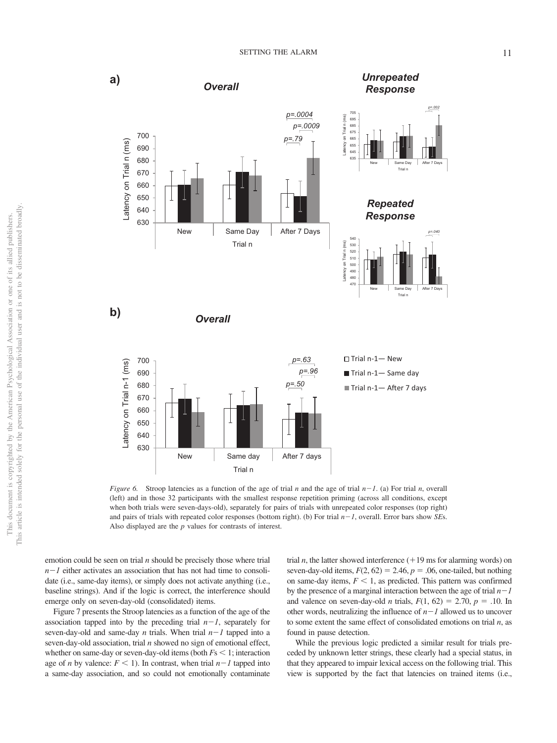*Figure 6.* Stroop latencies as a function of the age of trial *n* and the age of trial $n-1$. (a) For trial *n*, overall (left) and in those 32 participants with the smallest response repetition priming (across all conditions, except when both trials were seven-days-old), separately for pairs of trials with unrepeated color responses (top right) and pairs of trials with repeated color responses (bottom right). (b) For trial $n-1$, overall. Error bars show *SE*s. Also displayed are the *p* values for contrasts of interest.

emotion could be seen on trial *n* should be precisely those where trial $n-1$ either activates an association that has not had time to consolidate (i.e., same-day items), or simply does not activate anything (i.e., baseline strings). And if the logic is correct, the interference should emerge only on seven-day-old (consolidated) items.

Figure 7 presents the Stroop latencies as a function of the age of the association tapped into by the preceding trial $n-1$, separately for seven-day-old and same-day *n* trials. When trial $n-1$ tapped into a seven-day-old association, trial *n* showed no sign of emotional effect, whether on same-day or seven-day-old items (both $F\text{s} < 1$; interaction age of *n* by valence: $F < 1$). In contrast, when trial $n-1$ tapped into a same-day association, and so could not emotionally contaminate trial *n*, the latter showed interference (+19 ms for alarming words) on seven-day-old items, $F(2, 62) = 2.46$, $p = .06$, one-tailed, but nothing on same-day items, $F < 1$, as predicted. This pattern was confirmed by the presence of a marginal interaction between the age of trial $n-1$ and valence on seven-day-old *n* trials, $F(1, 62) = 2.70$, $p = .10$. In other words, neutralizing the influence of $n-1$ allowed us to uncover to some extent the same effect of consolidated emotions on trial *n*, as found in pause detection.

While the previous logic predicted a similar result for trials preceded by unknown letter strings, these clearly had a special status, in that they appeared to impair lexical access on the following trial. This view is supported by the fact that latencies on trained items (i.e.,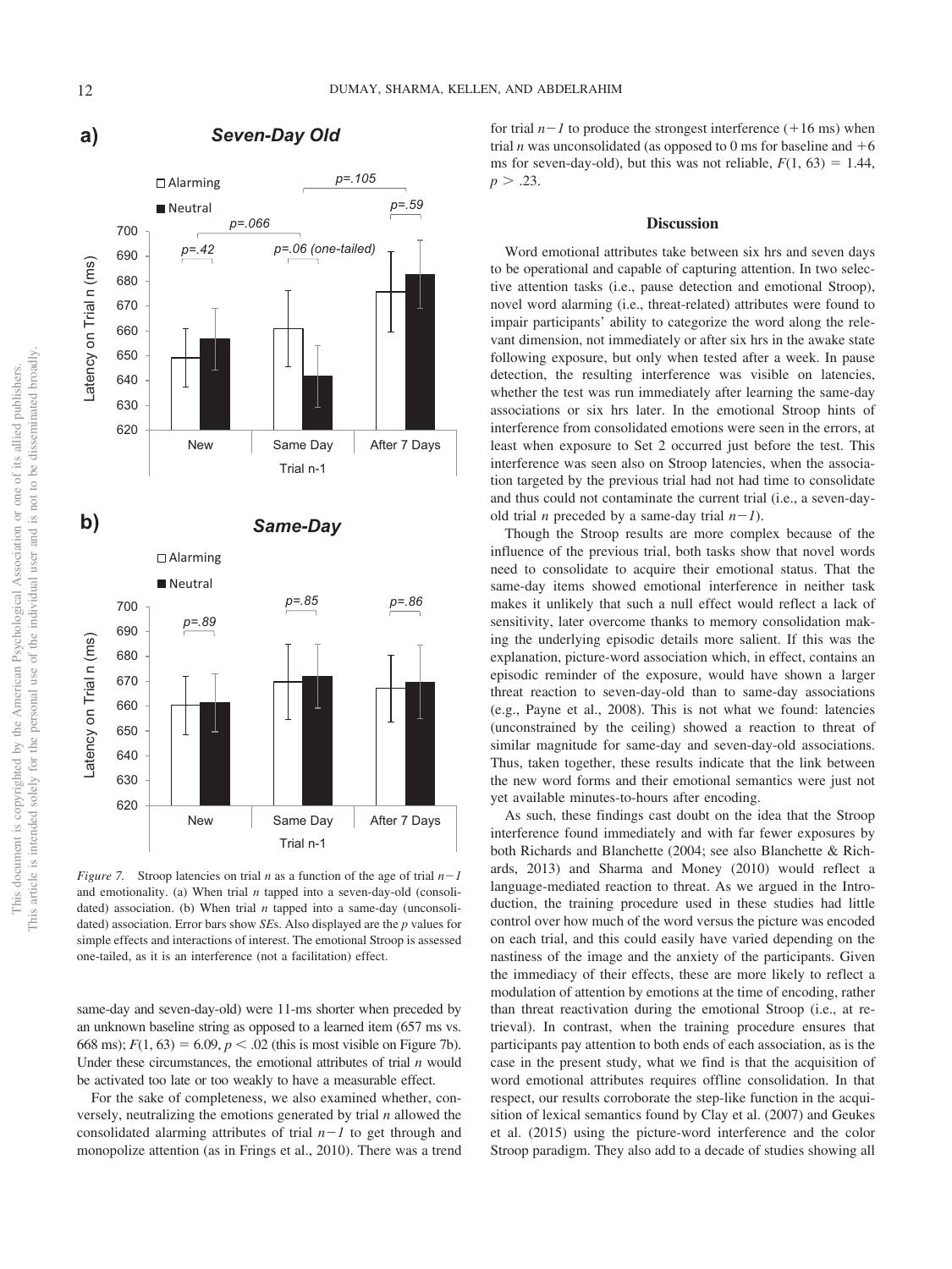*Figure 7.* Stroop latencies on trial *n* as a function of the age of trial $n-1$ and emotionality. (a) When trial *n* tapped into a seven-day-old (consolidated) association. (b) When trial *n* tapped into a same-day (unconsolidated) association. Error bars show *SE*s. Also displayed are the *p* values for simple effects and interactions of interest. The emotional Stroop is assessed one-tailed, as it is an interference (not a facilitation) effect.

same-day and seven-day-old) were 11-ms shorter when preceded by an unknown baseline string as opposed to a learned item (657 ms vs. 668 ms); $F(1, 63) = 6.09$, $p < .02$ (this is most visible on Figure 7b). Under these circumstances, the emotional attributes of trial *n* would be activated too late or too weakly to have a measurable effect.

For the sake of completeness, we also examined whether, conversely, neutralizing the emotions generated by trial *n* allowed the consolidated alarming attributes of trial $n-1$ to get through and monopolize attention (as in Frings et al., 2010). There was a trend for trial $n-1$ to produce the strongest interference (+16 ms) when trial *n* was unconsolidated (as opposed to 0 ms for baseline and +6 ms for seven-day-old), but this was not reliable, $F(1, 63) = 1.44$, $p > .23$.

## Discussion

Word emotional attributes take between six hrs and seven days to be operational and capable of capturing attention. In two selective attention tasks (i.e., pause detection and emotional Stroop), novel word alarming (i.e., threat-related) attributes were found to impair participants' ability to categorize the word along the relevant dimension, not immediately or after six hrs in the awake state following exposure, but only when tested after a week. In pause detection, the resulting interference was visible on latencies, whether the test was run immediately after learning the same-day associations or six hrs later. In the emotional Stroop hints of interference from consolidated emotions were seen in the errors, at least when exposure to Set 2 occurred just before the test. This interference was seen also on Stroop latencies, when the association targeted by the previous trial had not had time to consolidate and thus could not contaminate the current trial (i.e., a seven-day-old trial *n* preceded by a same-day trial $n-1$).

Though the Stroop results are more complex because of the influence of the previous trial, both tasks show that novel words need to consolidate to acquire their emotional status. That the same-day items showed emotional interference in neither task makes it unlikely that such a null effect would reflect a lack of sensitivity, later overcome thanks to memory consolidation making the underlying episodic details more salient. If this was the explanation, picture-word association which, in effect, contains an episodic reminder of the exposure, would have shown a larger threat reaction to seven-day-old than to same-day associations (e.g., Payne et al., 2008). This is not what we found: latencies (unconstrained by the ceiling) showed a reaction to threat of similar magnitude for same-day and seven-day-old associations. Thus, taken together, these results indicate that the link between the new word forms and their emotional semantics were just not yet available minutes-to-hours after encoding.

As such, these findings cast doubt on the idea that the Stroop interference found immediately and with far fewer exposures by both Richards and Blanchette (2004; see also Blanchette & Richards, 2013) and Sharma and Money (2010) would reflect a language-mediated reaction to threat. As we argued in the Introduction, the training procedure used in these studies had little control over how much of the word versus the picture was encoded on each trial, and this could easily have varied depending on the nastiness of the image and the anxiety of the participants. Given the immediacy of their effects, these are more likely to reflect a modulation of attention by emotions at the time of encoding, rather than threat reactivation during the emotional Stroop (i.e., at retrieval). In contrast, when the training procedure ensures that participants pay attention to both ends of each association, as is the case in the present study, what we find is that the acquisition of word emotional attributes requires offline consolidation. In that respect, our results corroborate the step-like function in the acquisition of lexical semantics found by Clay et al. (2007) and Geukes et al. (2015) using the picture-word interference and the color Stroop paradigm. They also add to a decade of studies showing all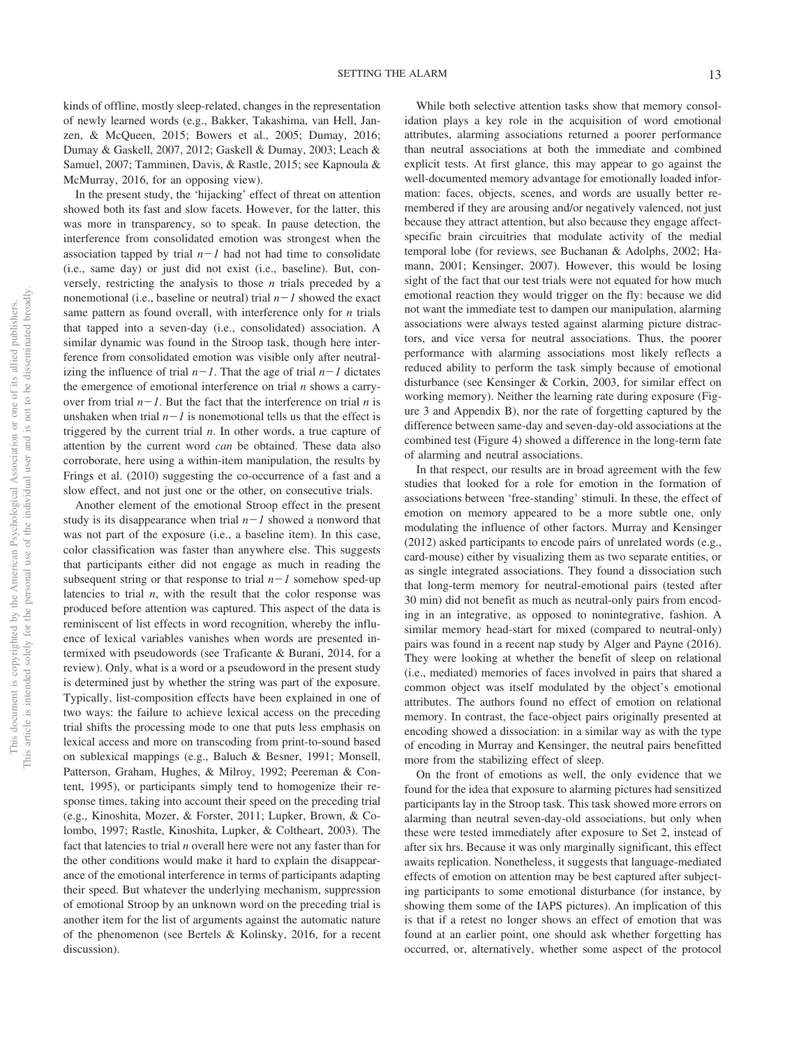kinds of offline, mostly sleep-related, changes in the representation of newly learned words (e.g., Bakker, Takashima, van Hell, Janzen, & McQueen, 2015; Bowers et al., 2005; Dumay, 2016; Dumay & Gaskell, 2007, 2012; Gaskell & Dumay, 2003; Leach & Samuel, 2007; Tamminen, Davis, & Rastle, 2015; see Kapnoula & McMurray, 2016, for an opposing view).

In the present study, the 'hijacking' effect of threat on attention showed both its fast and slow facets. However, for the latter, this was more in transparency, so to speak. In pause detection, the interference from consolidated emotion was strongest when the association tapped by trial $n-1$ had not had time to consolidate (i.e., same day) or just did not exist (i.e., baseline). But, conversely, restricting the analysis to those $n$ trials preceded by a nonemotional (i.e., baseline or neutral) trial $n-1$ showed the exact same pattern as found overall, with interference only for $n$ trials that tapped into a seven-day (i.e., consolidated) association. A similar dynamic was found in the Stroop task, though here interference from consolidated emotion was visible only after neutralizing the influence of trial $n-1$. That the age of trial $n-1$ dictates the emergence of emotional interference on trial $n$ shows a carry-over from trial $n-1$. But the fact that the interference on trial $n$ is unshaken when trial $n-1$ is nonemotional tells us that the effect is triggered by the current trial $n$. In other words, a true capture of attention by the current word *can* be obtained. These data also corroborate, here using a within-item manipulation, the results by Frings et al. (2010) suggesting the co-occurrence of a fast and a slow effect, and not just one or the other, on consecutive trials.

Another element of the emotional Stroop effect in the present study is its disappearance when trial $n-1$ showed a nonword that was not part of the exposure (i.e., a baseline item). In this case, color classification was faster than anywhere else. This suggests that participants either did not engage as much in reading the subsequent string or that response to trial $n-1$ somehow sped-up latencies to trial $n$, with the result that the color response was produced before attention was captured. This aspect of the data is reminiscent of list effects in word recognition, whereby the influence of lexical variables vanishes when words are presented intermixed with pseudowords (see Traficante & Burani, 2014, for a review). Only, what is a word or a pseudoword in the present study is determined just by whether the string was part of the exposure. Typically, list-composition effects have been explained in one of two ways: the failure to achieve lexical access on the preceding trial shifts the processing mode to one that puts less emphasis on lexical access and more on transcoding from print-to-sound based on sublexical mappings (e.g., Baluch & Besner, 1991; Monsell, Patterson, Graham, Hughes, & Milroy, 1992; Peereman & Content, 1995), or participants simply tend to homogenize their response times, taking into account their speed on the preceding trial (e.g., Kinoshita, Mozer, & Forster, 2011; Lupker, Brown, & Colombo, 1997; Rastle, Kinoshita, Lupker, & Coltheart, 2003). The fact that latencies to trial $n$ overall here were not any faster than for the other conditions would make it hard to explain the disappearance of the emotional interference in terms of participants adapting their speed. But whatever the underlying mechanism, suppression of emotional Stroop by an unknown word on the preceding trial is another item for the list of arguments against the automatic nature of the phenomenon (see Bertels & Kolinsky, 2016, for a recent discussion).

While both selective attention tasks show that memory consolidation plays a key role in the acquisition of word emotional attributes, alarming associations returned a poorer performance than neutral associations at both the immediate and combined explicit tests. At first glance, this may appear to go against the well-documented memory advantage for emotionally loaded information: faces, objects, scenes, and words are usually better remembered if they are arousing and/or negatively valenced, not just because they attract attention, but also because they engage affect-specific brain circuitries that modulate activity of the medial temporal lobe (for reviews, see Buchanan & Adolphs, 2002; Hamann, 2001; Kensinger, 2007). However, this would be losing sight of the fact that our test trials were not equated for how much emotional reaction they would trigger on the fly: because we did not want the immediate test to dampen our manipulation, alarming associations were always tested against alarming picture distractors, and vice versa for neutral associations. Thus, the poorer performance with alarming associations most likely reflects a reduced ability to perform the task simply because of emotional disturbance (see Kensinger & Corkin, 2003, for similar effect on working memory). Neither the learning rate during exposure (Figure 3 and Appendix B), nor the rate of forgetting captured by the difference between same-day and seven-day-old associations at the combined test (Figure 4) showed a difference in the long-term fate of alarming and neutral associations.

In that respect, our results are in broad agreement with the few studies that looked for a role for emotion in the formation of associations between 'free-standing' stimuli. In these, the effect of emotion on memory appeared to be a more subtle one, only modulating the influence of other factors. Murray and Kensinger (2012) asked participants to encode pairs of unrelated words (e.g., card-mouse) either by visualizing them as two separate entities, or as single integrated associations. They found a dissociation such that long-term memory for neutral-emotional pairs (tested after 30 min) did not benefit as much as neutral-only pairs from encoding in an integrative, as opposed to nonintegrative, fashion. A similar memory head-start for mixed (compared to neutral-only) pairs was found in a recent nap study by Alger and Payne (2016). They were looking at whether the benefit of sleep on relational (i.e., mediated) memories of faces involved in pairs that shared a common object was itself modulated by the object's emotional attributes. The authors found no effect of emotion on relational memory. In contrast, the face-object pairs originally presented at encoding showed a dissociation: in a similar way as with the type of encoding in Murray and Kensinger, the neutral pairs benefitted more from the stabilizing effect of sleep.

On the front of emotions as well, the only evidence that we found for the idea that exposure to alarming pictures had sensitized participants lay in the Stroop task. This task showed more errors on alarming than neutral seven-day-old associations, but only when these were tested immediately after exposure to Set 2, instead of after six hrs. Because it was only marginally significant, this effect awaits replication. Nonetheless, it suggests that language-mediated effects of emotion on attention may be best captured after subjecting participants to some emotional disturbance (for instance, by showing them some of the IAPS pictures). An implication of this is that if a retest no longer shows an effect of emotion that was found at an earlier point, one should ask whether forgetting has occurred, or, alternatively, whether some aspect of the protocol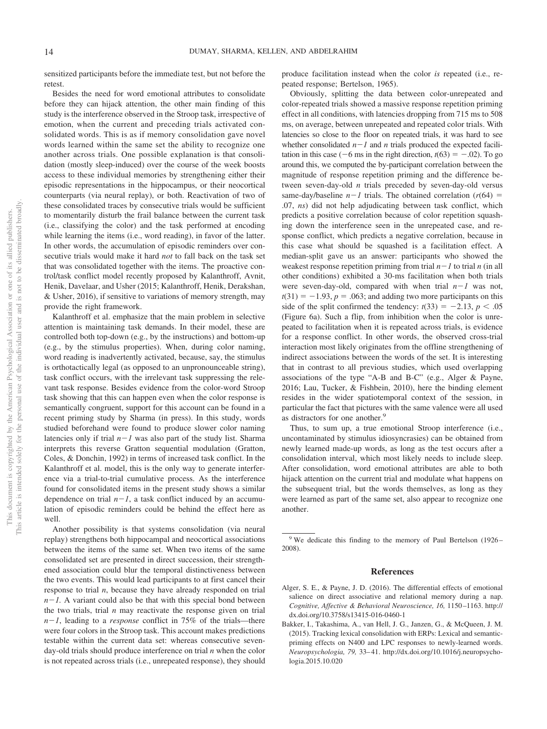sensitized participants before the immediate test, but not before the retest.

Besides the need for word emotional attributes to consolidate before they can hijack attention, the other main finding of this study is the interference observed in the Stroop task, irrespective of emotion, when the current and preceding trials activated consolidated words. This is as if memory consolidation gave novel words learned within the same set the ability to recognize one another across trials. One possible explanation is that consolidation (mostly sleep-induced) over the course of the week boosts access to these individual memories by strengthening either their episodic representations in the hippocampus, or their neocortical counterparts (via neural replay), or both. Reactivation of two of these consolidated traces by consecutive trials would be sufficient to momentarily disturb the frail balance between the current task (i.e., classifying the color) and the task performed at encoding while learning the items (i.e., word reading), in favor of the latter. In other words, the accumulation of episodic reminders over consecutive trials would make it hard *not* to fall back on the task set that was consolidated together with the items. The proactive control/task conflict model recently proposed by Kalanthroff, Avnit, Henik, Davelaar, and Usher (2015; Kalanthroff, Henik, Derakshan, & Usher, 2016), if sensitive to variations of memory strength, may provide the right framework.

Kalanthroff et al. emphasize that the main problem in selective attention is maintaining task demands. In their model, these are controlled both top-down (e.g., by the instructions) and bottom-up (e.g., by the stimulus properties). When, during color naming, word reading is inadvertently activated, because, say, the stimulus is orthotactically legal (as opposed to an unpronounceable string), task conflict occurs, with the irrelevant task suppressing the relevant task response. Besides evidence from the color-word Stroop task showing that this can happen even when the color response is semantically congruent, support for this account can be found in a recent priming study by Sharma (in press). In this study, words studied beforehand were found to produce slower color naming latencies only if trial $n-1$ was also part of the study list. Sharma interprets this reverse Gratton sequential modulation (Gratton, Coles, & Donchin, 1992) in terms of increased task conflict. In the Kalanthroff et al. model, this is the only way to generate interference via a trial-to-trial cumulative process. As the interference found for consolidated items in the present study shows a similar dependence on trial $n-1$, a task conflict induced by an accumulation of episodic reminders could be behind the effect here as well.

Another possibility is that systems consolidation (via neural replay) strengthens both hippocampal and neocortical associations between the items of the same set. When two items of the same consolidated set are presented in direct succession, their strengthened association could blur the temporal distinctiveness between the two events. This would lead participants to at first cancel their response to trial $n$, because they have already responded on trial $n-1$. A variant could also be that with this special bond between the two trials, trial $n$ may reactivate the response given on trial $n-1$, leading to a *response* conflict in 75% of the trials—there were four colors in the Stroop task. This account makes predictions testable within the current data set: whereas consecutive seven-day-old trials should produce interference on trial $n$ when the color is not repeated across trials (i.e., unrepeated response), they should produce facilitation instead when the color *is* repeated (i.e., repeated response; Bertelson, 1965).

Obviously, splitting the data between color-unrepeated and color-repeated trials showed a massive response repetition priming effect in all conditions, with latencies dropping from 715 ms to 508 ms, on average, between unrepeated and repeated color trials. With latencies so close to the floor on repeated trials, it was hard to see whether consolidated $n-1$ and $n$ trials produced the expected facilitation in this case ($-6$ ms in the right direction, $t(63) = -.02$). To go around this, we computed the by-participant correlation between the magnitude of response repetition priming and the difference between seven-day-old $n$ trials preceded by seven-day-old versus same-day/baseline $n-1$ trials. The obtained correlation ($r(64) = .07$, *ns*) did not help adjudicating between task conflict, which predicts a positive correlation because of color repetition squashing down the interference seen in the unrepeated case, and response conflict, which predicts a negative correlation, because in this case what should be squashed is a facilitation effect. A median-split gave us an answer: participants who showed the weakest response repetition priming from trial $n-1$ to trial $n$ (in all other conditions) exhibited a 30-ms facilitation when both trials were seven-day-old, compared with when trial $n-1$ was not, $t(31) = -1.93$, $p = .063$; and adding two more participants on this side of the split confirmed the tendency: $t(33) = -2.13$, $p < .05$ (Figure 6a). Such a flip, from inhibition when the color is unrepeated to facilitation when it is repeated across trials, is evidence for a response conflict. In other words, the observed cross-trial interaction most likely originates from the offline strengthening of indirect associations between the words of the set. It is interesting that in contrast to all previous studies, which used overlapping associations of the type "A-B and B-C" (e.g., Alger & Payne, 2016; Lau, Tucker, & Fishbein, 2010), here the binding element resides in the wider spatiotemporal context of the session, in particular the fact that pictures with the same valence were all used as distractors for one another.[9]

Thus, to sum up, a true emotional Stroop interference (i.e., uncontaminated by stimulus idiosyncrasies) can be obtained from newly learned made-up words, as long as the test occurs after a consolidation interval, which most likely needs to include sleep. After consolidation, word emotional attributes are able to both hijack attention on the current trial and modulate what happens on the subsequent trial, but the words themselves, as long as they were learned as part of the same set, also appear to recognize one another.

[9] We dedicate this finding to the memory of Paul Bertelson (1926–2008).

## References

Alger, S. E., & Payne, J. D. (2016). The differential effects of emotional salience on direct associative and relational memory during a nap. *Cognitive, Affective & Behavioral Neuroscience, 16,* 1150–1163. http://dx.doi.org/10.3758/s13415-016-0460-1

Bakker, I., Takashima, A., van Hell, J. G., Janzen, G., & McQueen, J. M. (2015). Tracking lexical consolidation with ERPs: Lexical and semantic-priming effects on N400 and LPC responses to newly-learned words. *Neuropsychologia, 79,* 33–41. http://dx.doi.org/10.1016/j.neuropsychologia.2015.10.020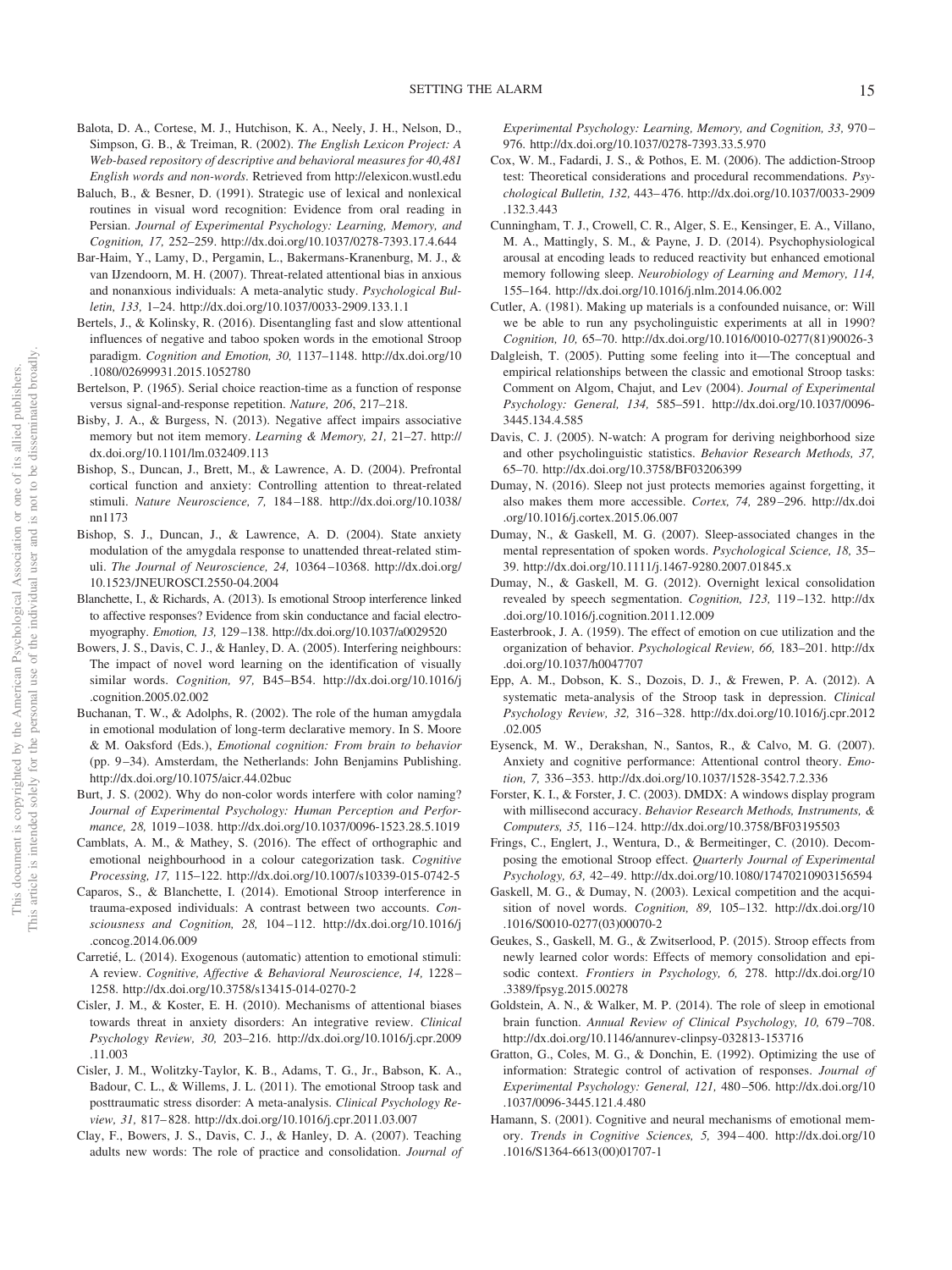Balota, D. A., Cortese, M. J., Hutchison, K. A., Neely, J. H., Nelson, D., Simpson, G. B., & Treiman, R. (2002). *The English Lexicon Project: A Web-based repository of descriptive and behavioral measures for 40,481 English words and non-words*. Retrieved from http://elexicon.wustl.edu

Baluch, B., & Besner, D. (1991). Strategic use of lexical and nonlexical routines in visual word recognition: Evidence from oral reading in Persian. *Journal of Experimental Psychology: Learning, Memory, and Cognition, 17,* 252–259. http://dx.doi.org/10.1037/0278-7393.17.4.644

Bar-Haim, Y., Lamy, D., Pergamin, L., Bakermans-Kranenburg, M. J., & van IJzendoorn, M. H. (2007). Threat-related attentional bias in anxious and nonanxious individuals: A meta-analytic study. *Psychological Bulletin, 133,* 1–24. http://dx.doi.org/10.1037/0033-2909.133.1.1

Bertels, J., & Kolinsky, R. (2016). Disentangling fast and slow attentional influences of negative and taboo spoken words in the emotional Stroop paradigm. *Cognition and Emotion, 30,* 1137–1148. http://dx.doi.org/10.1080/02699931.2015.1052780

Bertelson, P. (1965). Serial choice reaction-time as a function of response versus signal-and-response repetition. *Nature, 206*, 217–218.

Bisby, J. A., & Burgess, N. (2013). Negative affect impairs associative memory but not item memory. *Learning & Memory, 21,* 21–27. http://dx.doi.org/10.1101/lm.032409.113

Bishop, S., Duncan, J., Brett, M., & Lawrence, A. D. (2004). Prefrontal cortical function and anxiety: Controlling attention to threat-related stimuli. *Nature Neuroscience, 7,* 184–188. http://dx.doi.org/10.1038/nn1173

Bishop, S. J., Duncan, J., & Lawrence, A. D. (2004). State anxiety modulation of the amygdala response to unattended threat-related stimuli. *The Journal of Neuroscience, 24,* 10364–10368. http://dx.doi.org/10.1523/JNEUROSCI.2550-04.2004

Blanchette, I., & Richards, A. (2013). Is emotional Stroop interference linked to affective responses? Evidence from skin conductance and facial electromyography. *Emotion, 13,* 129–138. http://dx.doi.org/10.1037/a0029520

Bowers, J. S., Davis, C. J., & Hanley, D. A. (2005). Interfering neighbours: The impact of novel word learning on the identification of visually similar words. *Cognition, 97,* B45–B54. http://dx.doi.org/10.1016/j.cognition.2005.02.002

Buchanan, T. W., & Adolphs, R. (2002). The role of the human amygdala in emotional modulation of long-term declarative memory. In S. Moore & M. Oaksford (Eds.), *Emotional cognition: From brain to behavior* (pp. 9–34). Amsterdam, the Netherlands: John Benjamins Publishing. http://dx.doi.org/10.1075/aicr.44.02buc

Burt, J. S. (2002). Why do non-color words interfere with color naming? *Journal of Experimental Psychology: Human Perception and Performance, 28,* 1019–1038. http://dx.doi.org/10.1037/0096-1523.28.5.1019

Camblats, A. M., & Mathey, S. (2016). The effect of orthographic and emotional neighbourhood in a colour categorization task. *Cognitive Processing, 17,* 115–122. http://dx.doi.org/10.1007/s10339-015-0742-5

Caparos, S., & Blanchette, I. (2014). Emotional Stroop interference in trauma-exposed individuals: A contrast between two accounts. *Consciousness and Cognition, 28,* 104–112. http://dx.doi.org/10.1016/j.concog.2014.06.009

Carretié, L. (2014). Exogenous (automatic) attention to emotional stimuli: A review. *Cognitive, Affective & Behavioral Neuroscience, 14,* 1228–1258. http://dx.doi.org/10.3758/s13415-014-0270-2

Cisler, J. M., & Koster, E. H. (2010). Mechanisms of attentional biases towards threat in anxiety disorders: An integrative review. *Clinical Psychology Review, 30,* 203–216. http://dx.doi.org/10.1016/j.cpr.2009.11.003

Cisler, J. M., Wolitzky-Taylor, K. B., Adams, T. G., Jr., Babson, K. A., Badour, C. L., & Willems, J. L. (2011). The emotional Stroop task and posttraumatic stress disorder: A meta-analysis. *Clinical Psychology Review, 31,* 817–828. http://dx.doi.org/10.1016/j.cpr.2011.03.007

Clay, F., Bowers, J. S., Davis, C. J., & Hanley, D. A. (2007). Teaching adults new words: The role of practice and consolidation. *Journal of Experimental Psychology: Learning, Memory, and Cognition, 33,* 970–976. http://dx.doi.org/10.1037/0278-7393.33.5.970

Cox, W. M., Fadardi, J. S., & Pothos, E. M. (2006). The addiction-Stroop test: Theoretical considerations and procedural recommendations. *Psychological Bulletin, 132,* 443–476. http://dx.doi.org/10.1037/0033-2909.132.3.443

Cunningham, T. J., Crowell, C. R., Alger, S. E., Kensinger, E. A., Villano, M. A., Mattingly, S. M., & Payne, J. D. (2014). Psychophysiological arousal at encoding leads to reduced reactivity but enhanced emotional memory following sleep. *Neurobiology of Learning and Memory, 114,* 155–164. http://dx.doi.org/10.1016/j.nlm.2014.06.002

Cutler, A. (1981). Making up materials is a confounded nuisance, or: Will we be able to run any psycholinguistic experiments at all in 1990? *Cognition, 10,* 65–70. http://dx.doi.org/10.1016/0010-0277(81)90026-3

Dalgleish, T. (2005). Putting some feeling into it—The conceptual and empirical relationships between the classic and emotional Stroop tasks: Comment on Algom, Chajut, and Lev (2004). *Journal of Experimental Psychology: General, 134,* 585–591. http://dx.doi.org/10.1037/0096-3445.134.4.585

Davis, C. J. (2005). N-watch: A program for deriving neighborhood size and other psycholinguistic statistics. *Behavior Research Methods, 37,* 65–70. http://dx.doi.org/10.3758/BF03206399

Dumay, N. (2016). Sleep not just protects memories against forgetting, it also makes them more accessible. *Cortex, 74,* 289–296. http://dx.doi.org/10.1016/j.cortex.2015.06.007

Dumay, N., & Gaskell, M. G. (2007). Sleep-associated changes in the mental representation of spoken words. *Psychological Science, 18,* 35–39. http://dx.doi.org/10.1111/j.1467-9280.2007.01845.x

Dumay, N., & Gaskell, M. G. (2012). Overnight lexical consolidation revealed by speech segmentation. *Cognition, 123,* 119–132. http://dx.doi.org/10.1016/j.cognition.2011.12.009

Easterbrook, J. A. (1959). The effect of emotion on cue utilization and the organization of behavior. *Psychological Review, 66,* 183–201. http://dx.doi.org/10.1037/h0047707

Epp, A. M., Dobson, K. S., Dozois, D. J., & Frewen, P. A. (2012). A systematic meta-analysis of the Stroop task in depression. *Clinical Psychology Review, 32,* 316–328. http://dx.doi.org/10.1016/j.cpr.2012.02.005

Eysenck, M. W., Derakshan, N., Santos, R., & Calvo, M. G. (2007). Anxiety and cognitive performance: Attentional control theory. *Emotion, 7,* 336–353. http://dx.doi.org/10.1037/1528-3542.7.2.336

Forster, K. I., & Forster, J. C. (2003). DMDX: A windows display program with millisecond accuracy. *Behavior Research Methods, Instruments, & Computers, 35,* 116–124. http://dx.doi.org/10.3758/BF03195503

Frings, C., Englert, J., Wentura, D., & Bermeitinger, C. (2010). Decomposing the emotional Stroop effect. *Quarterly Journal of Experimental Psychology, 63,* 42–49. http://dx.doi.org/10.1080/17470210903156594

Gaskell, M. G., & Dumay, N. (2003). Lexical competition and the acquisition of novel words. *Cognition, 89,* 105–132. http://dx.doi.org/10.1016/S0010-0277(03)00070-2

Geukes, S., Gaskell, M. G., & Zwitserlood, P. (2015). Stroop effects from newly learned color words: Effects of memory consolidation and episodic context. *Frontiers in Psychology, 6,* 278. http://dx.doi.org/10.3389/fpsyg.2015.00278

Goldstein, A. N., & Walker, M. P. (2014). The role of sleep in emotional brain function. *Annual Review of Clinical Psychology, 10,* 679–708. http://dx.doi.org/10.1146/annurev-clinpsy-032813-153716

Gratton, G., Coles, M. G., & Donchin, E. (1992). Optimizing the use of information: Strategic control of activation of responses. *Journal of Experimental Psychology: General, 121,* 480–506. http://dx.doi.org/10.1037/0096-3445.121.4.480

Hamann, S. (2001). Cognitive and neural mechanisms of emotional memory. *Trends in Cognitive Sciences, 5,* 394–400. http://dx.doi.org/10.1016/S1364-6613(00)01707-1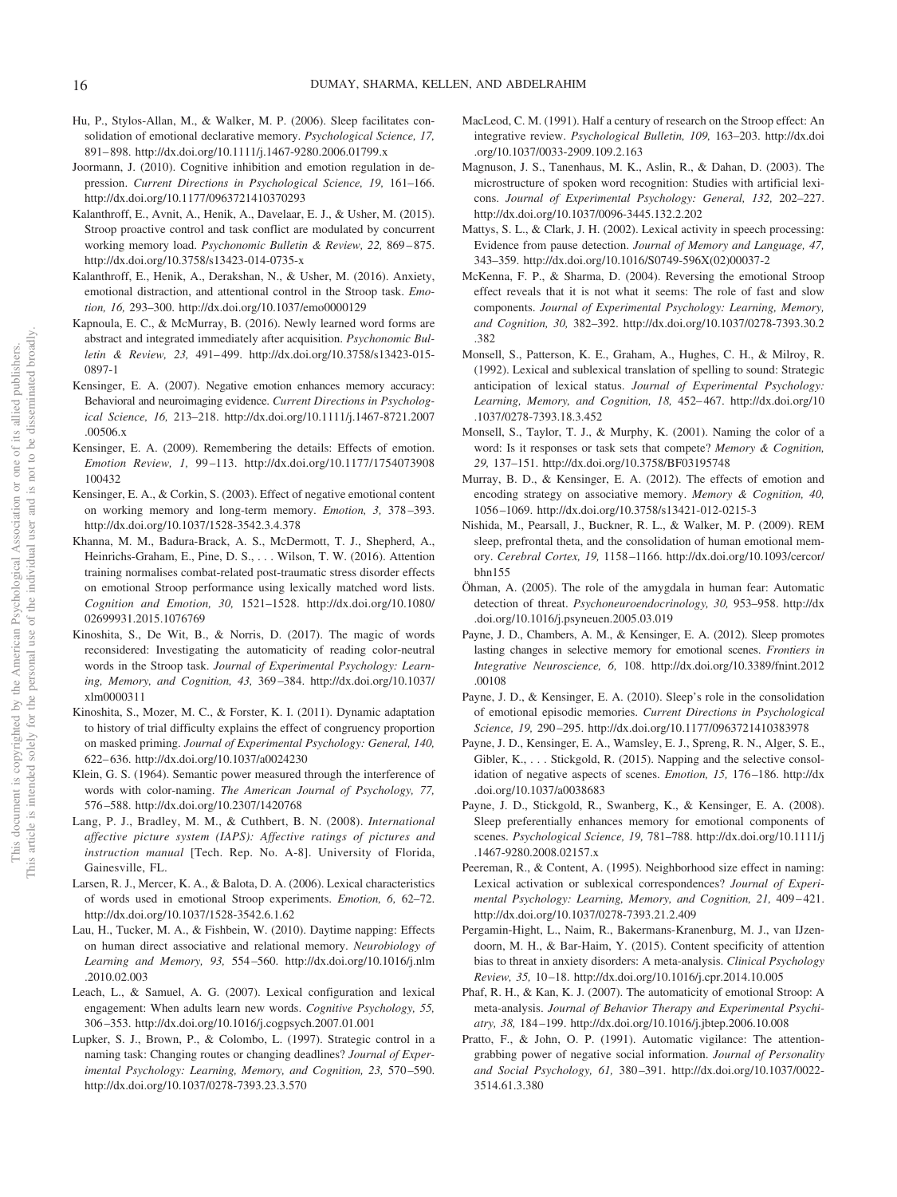Hu, P., Stylos-Allan, M., & Walker, M. P. (2006). Sleep facilitates consolidation of emotional declarative memory. *Psychological Science, 17,* 891–898. http://dx.doi.org/10.1111/j.1467-9280.2006.01799.x

Joormann, J. (2010). Cognitive inhibition and emotion regulation in depression. *Current Directions in Psychological Science, 19,* 161–166. http://dx.doi.org/10.1177/0963721410370293

Kalanthroff, E., Avnit, A., Henik, A., Davelaar, E. J., & Usher, M. (2015). Stroop proactive control and task conflict are modulated by concurrent working memory load. *Psychonomic Bulletin & Review, 22,* 869–875. http://dx.doi.org/10.3758/s13423-014-0735-x

Kalanthroff, E., Henik, A., Derakshan, N., & Usher, M. (2016). Anxiety, emotional distraction, and attentional control in the Stroop task. *Emotion, 16,* 293–300. http://dx.doi.org/10.1037/emo0000129

Kapnoula, E. C., & McMurray, B. (2016). Newly learned word forms are abstract and integrated immediately after acquisition. *Psychonomic Bulletin & Review, 23,* 491–499. http://dx.doi.org/10.3758/s13423-015-0897-1

Kensinger, E. A. (2007). Negative emotion enhances memory accuracy: Behavioral and neuroimaging evidence. *Current Directions in Psychological Science, 16,* 213–218. http://dx.doi.org/10.1111/j.1467-8721.2007.00506.x

Kensinger, E. A. (2009). Remembering the details: Effects of emotion. *Emotion Review, 1,* 99–113. http://dx.doi.org/10.1177/1754073908100432

Kensinger, E. A., & Corkin, S. (2003). Effect of negative emotional content on working memory and long-term memory. *Emotion, 3,* 378–393. http://dx.doi.org/10.1037/1528-3542.3.4.378

Khanna, M. M., Badura-Brack, A. S., McDermott, T. J., Shepherd, A., Heinrichs-Graham, E., Pine, D. S., . . . Wilson, T. W. (2016). Attention training normalises combat-related post-traumatic stress disorder effects on emotional Stroop performance using lexically matched word lists. *Cognition and Emotion, 30,* 1521–1528. http://dx.doi.org/10.1080/02699931.2015.1076769

Kinoshita, S., De Wit, B., & Norris, D. (2017). The magic of words reconsidered: Investigating the automaticity of reading color-neutral words in the Stroop task. *Journal of Experimental Psychology: Learning, Memory, and Cognition, 43,* 369–384. http://dx.doi.org/10.1037/xlm0000311

Kinoshita, S., Mozer, M. C., & Forster, K. I. (2011). Dynamic adaptation to history of trial difficulty explains the effect of congruency proportion on masked priming. *Journal of Experimental Psychology: General, 140,* 622–636. http://dx.doi.org/10.1037/a0024230

Klein, G. S. (1964). Semantic power measured through the interference of words with color-naming. *The American Journal of Psychology, 77,* 576–588. http://dx.doi.org/10.2307/1420768

Lang, P. J., Bradley, M. M., & Cuthbert, B. N. (2008). *International affective picture system (IAPS): Affective ratings of pictures and instruction manual* [Tech. Rep. No. A-8]. University of Florida, Gainesville, FL.

Larsen, R. J., Mercer, K. A., & Balota, D. A. (2006). Lexical characteristics of words used in emotional Stroop experiments. *Emotion, 6,* 62–72. http://dx.doi.org/10.1037/1528-3542.6.1.62

Lau, H., Tucker, M. A., & Fishbein, W. (2010). Daytime napping: Effects on human direct associative and relational memory. *Neurobiology of Learning and Memory, 93,* 554–560. http://dx.doi.org/10.1016/j.nlm.2010.02.003

Leach, L., & Samuel, A. G. (2007). Lexical configuration and lexical engagement: When adults learn new words. *Cognitive Psychology, 55,* 306–353. http://dx.doi.org/10.1016/j.cogpsych.2007.01.001

Lupker, S. J., Brown, P., & Colombo, L. (1997). Strategic control in a naming task: Changing routes or changing deadlines? *Journal of Experimental Psychology: Learning, Memory, and Cognition, 23,* 570–590. http://dx.doi.org/10.1037/0278-7393.23.3.570

MacLeod, C. M. (1991). Half a century of research on the Stroop effect: An integrative review. *Psychological Bulletin, 109,* 163–203. http://dx.doi.org/10.1037/0033-2909.109.2.163

Magnuson, J. S., Tanenhaus, M. K., Aslin, R., & Dahan, D. (2003). The microstructure of spoken word recognition: Studies with artificial lexicons. *Journal of Experimental Psychology: General, 132,* 202–227. http://dx.doi.org/10.1037/0096-3445.132.2.202

Mattys, S. L., & Clark, J. H. (2002). Lexical activity in speech processing: Evidence from pause detection. *Journal of Memory and Language, 47,* 343–359. http://dx.doi.org/10.1016/S0749-596X(02)00037-2

McKenna, F. P., & Sharma, D. (2004). Reversing the emotional Stroop effect reveals that it is not what it seems: The role of fast and slow components. *Journal of Experimental Psychology: Learning, Memory, and Cognition, 30,* 382–392. http://dx.doi.org/10.1037/0278-7393.30.2.382

Monsell, S., Patterson, K. E., Graham, A., Hughes, C. H., & Milroy, R. (1992). Lexical and sublexical translation of spelling to sound: Strategic anticipation of lexical status. *Journal of Experimental Psychology: Learning, Memory, and Cognition, 18,* 452–467. http://dx.doi.org/10.1037/0278-7393.18.3.452

Monsell, S., Taylor, T. J., & Murphy, K. (2001). Naming the color of a word: Is it responses or task sets that compete? *Memory & Cognition, 29,* 137–151. http://dx.doi.org/10.3758/BF03195748

Murray, B. D., & Kensinger, E. A. (2012). The effects of emotion and encoding strategy on associative memory. *Memory & Cognition, 40,* 1056–1069. http://dx.doi.org/10.3758/s13421-012-0215-3

Nishida, M., Pearsall, J., Buckner, R. L., & Walker, M. P. (2009). REM sleep, prefrontal theta, and the consolidation of human emotional memory. *Cerebral Cortex, 19,* 1158–1166. http://dx.doi.org/10.1093/cercor/bhn155

Öhman, A. (2005). The role of the amygdala in human fear: Automatic detection of threat. *Psychoneuroendocrinology, 30,* 953–958. http://dx.doi.org/10.1016/j.psyneuen.2005.03.019

Payne, J. D., Chambers, A. M., & Kensinger, E. A. (2012). Sleep promotes lasting changes in selective memory for emotional scenes. *Frontiers in Integrative Neuroscience, 6,* 108. http://dx.doi.org/10.3389/fnint.2012.00108

Payne, J. D., & Kensinger, E. A. (2010). Sleep's role in the consolidation of emotional episodic memories. *Current Directions in Psychological Science, 19,* 290–295. http://dx.doi.org/10.1177/0963721410383978

Payne, J. D., Kensinger, E. A., Wamsley, E. J., Spreng, R. N., Alger, S. E., Gibler, K., . . . Stickgold, R. (2015). Napping and the selective consolidation of negative aspects of scenes. *Emotion, 15,* 176–186. http://dx.doi.org/10.1037/a0038683

Payne, J. D., Stickgold, R., Swanberg, K., & Kensinger, E. A. (2008). Sleep preferentially enhances memory for emotional components of scenes. *Psychological Science, 19,* 781–788. http://dx.doi.org/10.1111/j.1467-9280.2008.02157.x

Peereman, R., & Content, A. (1995). Neighborhood size effect in naming: Lexical activation or sublexical correspondences? *Journal of Experimental Psychology: Learning, Memory, and Cognition, 21,* 409–421. http://dx.doi.org/10.1037/0278-7393.21.2.409

Pergamin-Hight, L., Naim, R., Bakermans-Kranenburg, M. J., van IJzendoorn, M. H., & Bar-Haim, Y. (2015). Content specificity of attention bias to threat in anxiety disorders: A meta-analysis. *Clinical Psychology Review, 35,* 10–18. http://dx.doi.org/10.1016/j.cpr.2014.10.005

Phaf, R. H., & Kan, K. J. (2007). The automaticity of emotional Stroop: A meta-analysis. *Journal of Behavior Therapy and Experimental Psychiatry, 38,* 184–199. http://dx.doi.org/10.1016/j.jbtep.2006.10.008

Pratto, F., & John, O. P. (1991). Automatic vigilance: The attention-grabbing power of negative social information. *Journal of Personality and Social Psychology, 61,* 380–391. http://dx.doi.org/10.1037/0022-3514.61.3.380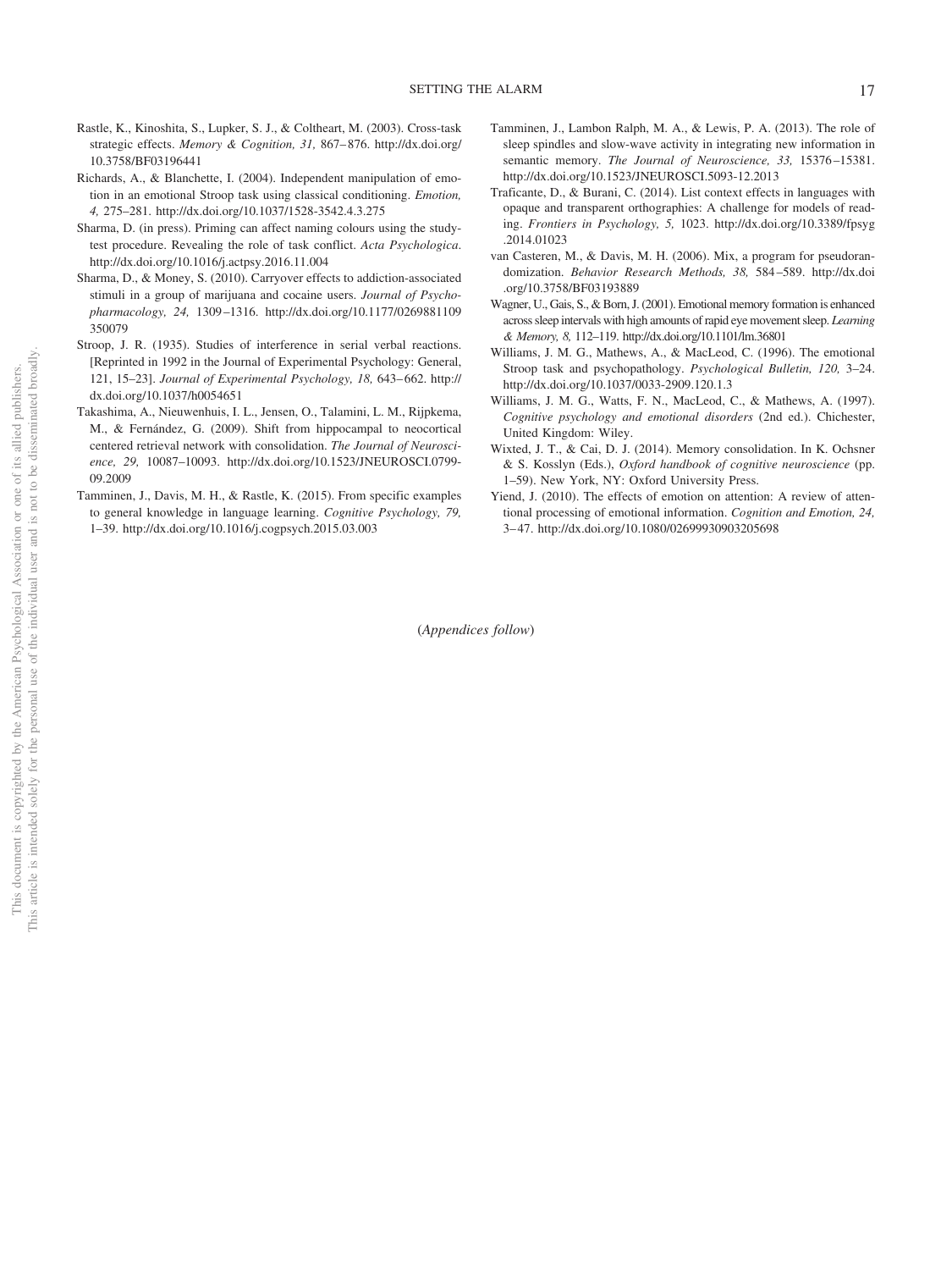Rastle, K., Kinoshita, S., Lupker, S. J., & Coltheart, M. (2003). Cross-task strategic effects. *Memory & Cognition, 31,* 867–876. http://dx.doi.org/10.3758/BF03196441

Richards, A., & Blanchette, I. (2004). Independent manipulation of emotion in an emotional Stroop task using classical conditioning. *Emotion, 4,* 275–281. http://dx.doi.org/10.1037/1528-3542.4.3.275

Sharma, D. (in press). Priming can affect naming colours using the study-test procedure. Revealing the role of task conflict. *Acta Psychologica*. http://dx.doi.org/10.1016/j.actpsy.2016.11.004

Sharma, D., & Money, S. (2010). Carryover effects to addiction-associated stimuli in a group of marijuana and cocaine users. *Journal of Psychopharmacology, 24,* 1309–1316. http://dx.doi.org/10.1177/0269881109350079

Stroop, J. R. (1935). Studies of interference in serial verbal reactions. [Reprinted in 1992 in the Journal of Experimental Psychology: General, 121, 15–23]. *Journal of Experimental Psychology, 18,* 643–662. http://dx.doi.org/10.1037/h0054651

Takashima, A., Nieuwenhuis, I. L., Jensen, O., Talamini, L. M., Rijpkema, M., & Fernández, G. (2009). Shift from hippocampal to neocortical centered retrieval network with consolidation. *The Journal of Neuroscience, 29,* 10087–10093. http://dx.doi.org/10.1523/JNEUROSCI.0799-09.2009

Tamminen, J., Davis, M. H., & Rastle, K. (2015). From specific examples to general knowledge in language learning. *Cognitive Psychology, 79,* 1–39. http://dx.doi.org/10.1016/j.cogpsych.2015.03.003

Tamminen, J., Lambon Ralph, M. A., & Lewis, P. A. (2013). The role of sleep spindles and slow-wave activity in integrating new information in semantic memory. *The Journal of Neuroscience, 33,* 15376–15381. http://dx.doi.org/10.1523/JNEUROSCI.5093-12.2013

Traficante, D., & Burani, C. (2014). List context effects in languages with opaque and transparent orthographies: A challenge for models of reading. *Frontiers in Psychology, 5,* 1023. http://dx.doi.org/10.3389/fpsyg.2014.01023

van Casteren, M., & Davis, M. H. (2006). Mix, a program for pseudorandomization. *Behavior Research Methods, 38,* 584–589. http://dx.doi.org/10.3758/BF03193889

Wagner, U., Gais, S., & Born, J. (2001). Emotional memory formation is enhanced across sleep intervals with high amounts of rapid eye movement sleep. *Learning & Memory, 8,* 112–119. http://dx.doi.org/10.1101/lm.36801

Williams, J. M. G., Mathews, A., & MacLeod, C. (1996). The emotional Stroop task and psychopathology. *Psychological Bulletin, 120,* 3–24. http://dx.doi.org/10.1037/0033-2909.120.1.3

Williams, J. M. G., Watts, F. N., MacLeod, C., & Mathews, A. (1997). *Cognitive psychology and emotional disorders* (2nd ed.). Chichester, United Kingdom: Wiley.

Wixted, J. T., & Cai, D. J. (2014). Memory consolidation. In K. Ochsner & S. Kosslyn (Eds.), *Oxford handbook of cognitive neuroscience* (pp. 1–59). New York, NY: Oxford University Press.

Yiend, J. (2010). The effects of emotion on attention: A review of attentional processing of emotional information. *Cognition and Emotion, 24,* 3–47. http://dx.doi.org/10.1080/02699930903205698

(*Appendices follow*)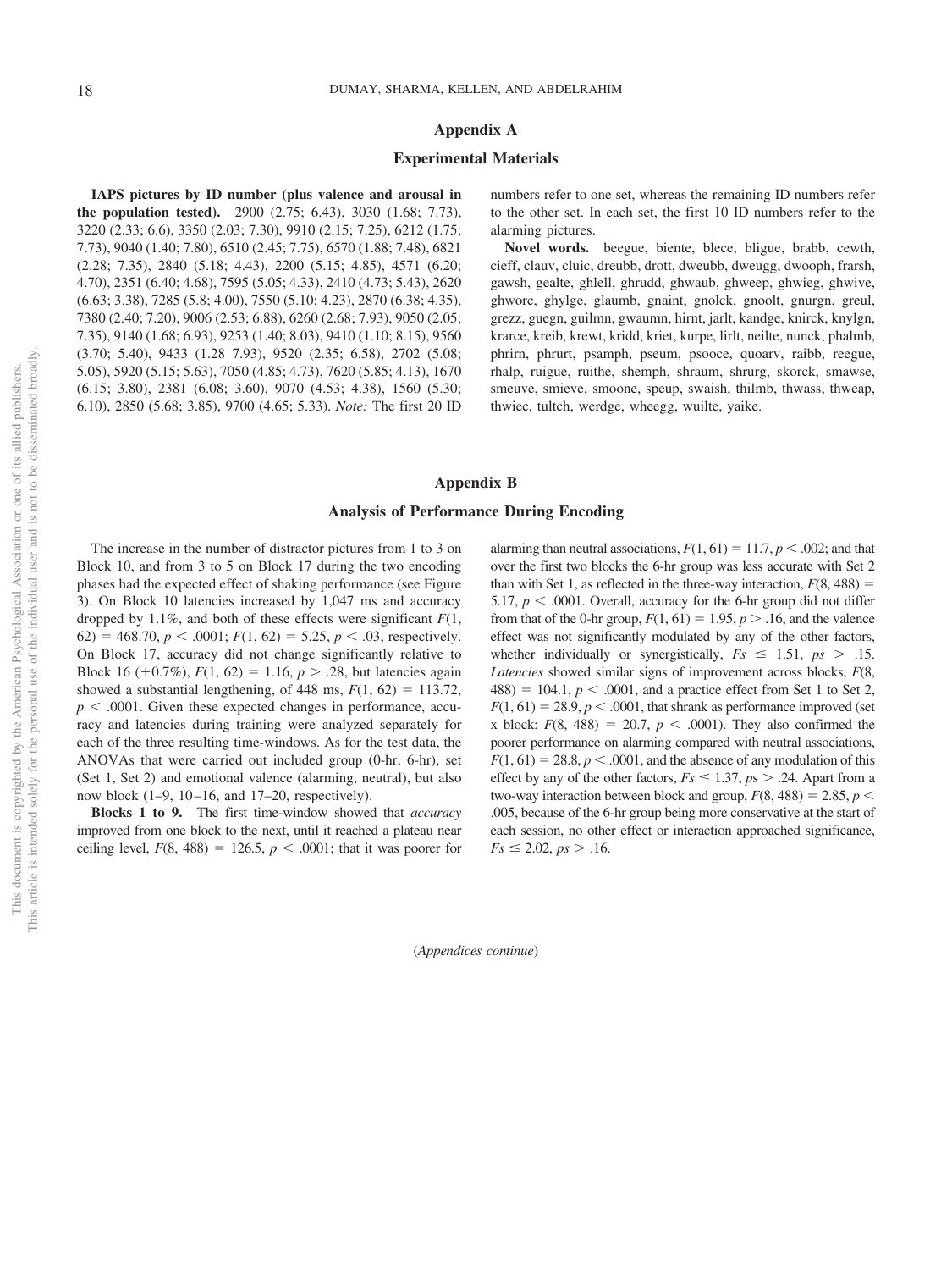# Appendix A

## Experimental Materials

**IAPS pictures by ID number (plus valence and arousal in the population tested).** 2900 (2.75; 6.43), 3030 (1.68; 7.73), 3220 (2.33; 6.6), 3350 (2.03; 7.30), 9910 (2.15; 7.25), 6212 (1.75; 7.73), 9040 (1.40; 7.80), 6510 (2.45; 7.75), 6570 (1.88; 7.48), 6821 (2.28; 7.35), 2840 (5.18; 4.43), 2200 (5.15; 4.85), 4571 (6.20; 4.70), 2351 (6.40; 4.68), 7595 (5.05; 4.33), 2410 (4.73; 5.43), 2620 (6.63; 3.38), 7285 (5.8; 4.00), 7550 (5.10; 4.23), 2870 (6.38; 4.35), 7380 (2.40; 7.20), 9006 (2.53; 6.88), 6260 (2.68; 7.93), 9050 (2.05; 7.35), 9140 (1.68; 6.93), 9253 (1.40; 8.03), 9410 (1.10; 8.15), 9560 (3.70; 5.40), 9433 (1.28 7.93), 9520 (2.35; 6.58), 2702 (5.08; 5.05), 5920 (5.15; 5.63), 7050 (4.85; 4.73), 7620 (5.85; 4.13), 1670 (6.15; 3.80), 2381 (6.08; 3.60), 9070 (4.53; 4.38), 1560 (5.30; 6.10), 2850 (5.68; 3.85), 9700 (4.65; 5.33). *Note:* The first 20 ID numbers refer to one set, whereas the remaining ID numbers refer to the other set. In each set, the first 10 ID numbers refer to the alarming pictures.

**Novel words.** beegue, biente, blece, bligue, brabb, cewth, cieff, clauv, cluic, dreubb, drott, dweubb, dweugg, dwooph, frarsh, gawsh, gealte, ghlell, ghrudd, ghwaub, ghweep, ghwieg, ghwive, ghworc, ghylge, glaumb, gnaint, gnolck, gnoolt, gnurgn, greul, grezz, guegn, guilmn, gwaumn, hirnt, jarlt, kandge, knirck, knylgn, krarce, kreib, krewt, kridd, kriet, kurpe, lirlt, neilte, nunck, phalmb, phrirn, phrurt, psamph, pseum, psooce, quoarv, raibb, reegue, rhalp, ruigue, ruithe, shemph, shraum, shrurg, skorck, smawse, smeuve, smieve, smoone, speup, swaish, thilmb, thwass, thweap, thwiec, tultch, werdge, wheegg, wuilte, yaike.

# Appendix B

## Analysis of Performance During Encoding

The increase in the number of distractor pictures from 1 to 3 on Block 10, and from 3 to 5 on Block 17 during the two encoding phases had the expected effect of shaking performance (see Figure 3). On Block 10 latencies increased by 1,047 ms and accuracy dropped by 1.1%, and both of these effects were significant $F(1, 62) = 468.70$, $p < .0001$; $F(1, 62) = 5.25$, $p < .03$, respectively. On Block 17, accuracy did not change significantly relative to Block 16 (+0.7%), $F(1, 62) = 1.16$, $p > .28$, but latencies again showed a substantial lengthening, of 448 ms, $F(1, 62) = 113.72$, $p < .0001$. Given these expected changes in performance, accuracy and latencies during training were analyzed separately for each of the three resulting time-windows. As for the test data, the ANOVAs that were carried out included group (0-hr, 6-hr), set (Set 1, Set 2) and emotional valence (alarming, neutral), but also now block (1–9, 10–16, and 17–20, respectively).

**Blocks 1 to 9.** The first time-window showed that *accuracy* improved from one block to the next, until it reached a plateau near ceiling level, $F(8, 488) = 126.5$, $p < .0001$; that it was poorer for alarming than neutral associations, $F(1, 61) = 11.7$, $p < .002$; and that over the first two blocks the 6-hr group was less accurate with Set 2 than with Set 1, as reflected in the three-way interaction, $F(8, 488) = 5.17$, $p < .0001$. Overall, accuracy for the 6-hr group did not differ from that of the 0-hr group, $F(1, 61) = 1.95$, $p > .16$, and the valence effect was not significantly modulated by any of the other factors, whether individually or synergistically, $Fs \leq 1.51$, $ps > .15$. *Latencies* showed similar signs of improvement across blocks, $F(8, 488) = 104.1$, $p < .0001$, and a practice effect from Set 1 to Set 2, $F(1, 61) = 28.9$, $p < .0001$, that shrank as performance improved (set x block: $F(8, 488) = 20.7$, $p < .0001$). They also confirmed the poorer performance on alarming compared with neutral associations, $F(1, 61) = 28.8$, $p < .0001$, and the absence of any modulation of this effect by any of the other factors, $Fs \leq 1.37$, $ps > .24$. Apart from a two-way interaction between block and group, $F(8, 488) = 2.85$, $p < .005$, because of the 6-hr group being more conservative at the start of each session, no other effect or interaction approached significance, $Fs \leq 2.02$, $ps > .16$.

(*Appendices continue*)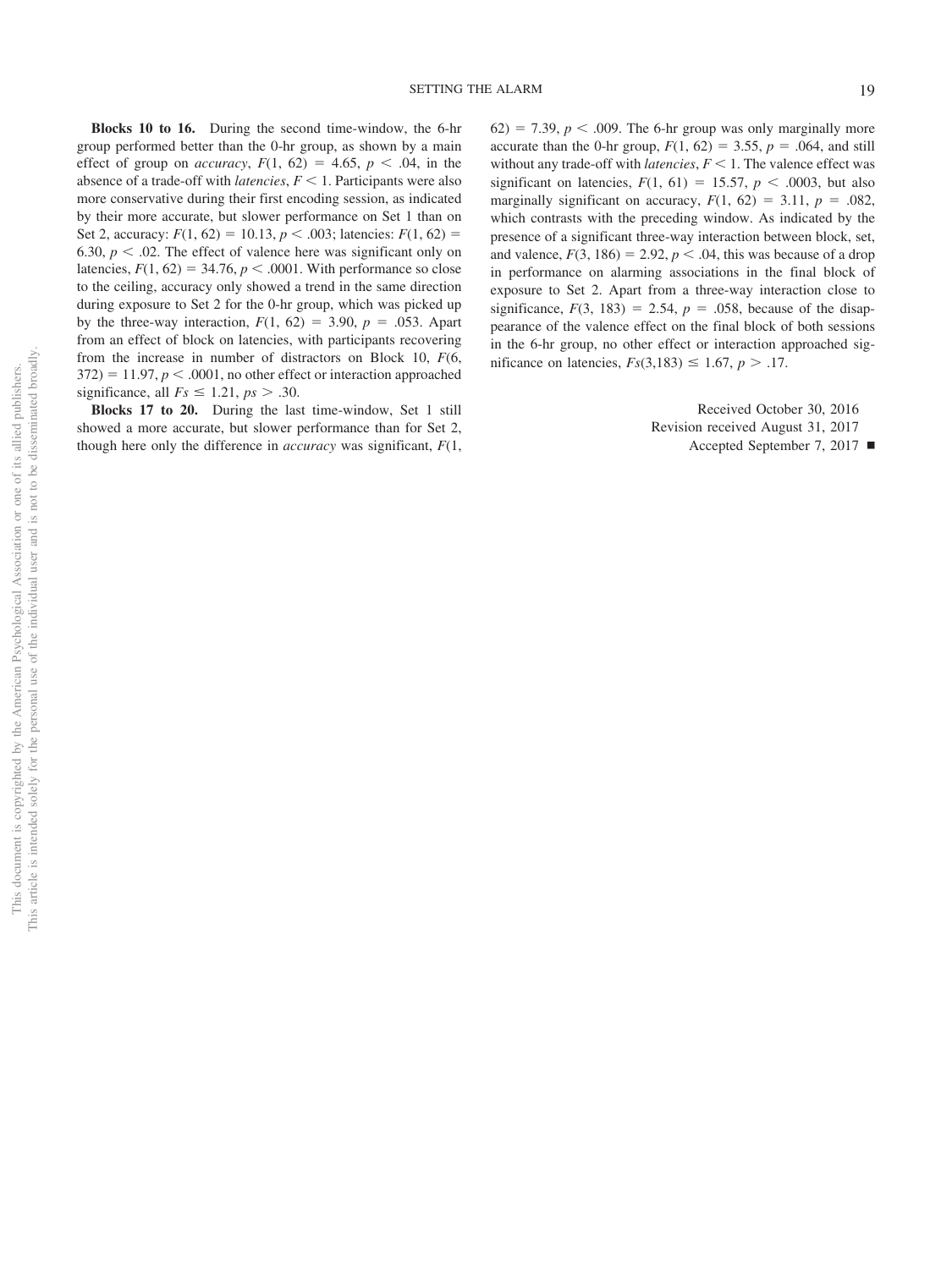**Blocks 10 to 16.** During the second time-window, the 6-hr group performed better than the 0-hr group, as shown by a main effect of group on *accuracy*, $F(1, 62) = 4.65$, $p < .04$, in the absence of a trade-off with *latencies*, $F < 1$. Participants were also more conservative during their first encoding session, as indicated by their more accurate, but slower performance on Set 1 than on Set 2, accuracy: $F(1, 62) = 10.13$, $p < .003$; latencies: $F(1, 62) = 6.30$, $p < .02$. The effect of valence here was significant only on latencies, $F(1, 62) = 34.76$, $p < .0001$. With performance so close to the ceiling, accuracy only showed a trend in the same direction during exposure to Set 2 for the 0-hr group, which was picked up by the three-way interaction, $F(1, 62) = 3.90$, $p = .053$. Apart from an effect of block on latencies, with participants recovering from the increase in number of distractors on Block 10, $F(6, 372) = 11.97$, $p < .0001$, no other effect or interaction approached significance, all $Fs \leq 1.21$, $ps > .30$.

**Blocks 17 to 20.** During the last time-window, Set 1 still showed a more accurate, but slower performance than for Set 2, though here only the difference in *accuracy* was significant, $F(1, 62) = 7.39$, $p < .009$. The 6-hr group was only marginally more accurate than the 0-hr group, $F(1, 62) = 3.55$, $p = .064$, and still without any trade-off with *latencies*, $F < 1$. The valence effect was significant on latencies, $F(1, 61) = 15.57$, $p < .0003$, but also marginally significant on accuracy, $F(1, 62) = 3.11$, $p = .082$, which contrasts with the preceding window. As indicated by the presence of a significant three-way interaction between block, set, and valence, $F(3, 186) = 2.92$, $p < .04$, this was because of a drop in performance on alarming associations in the final block of exposure to Set 2. Apart from a three-way interaction close to significance, $F(3, 183) = 2.54$, $p = .058$, because of the disappearance of the valence effect on the final block of both sessions in the 6-hr group, no other effect or interaction approached significance on latencies, $Fs(3,183) \leq 1.67$, $p > .17$.

Received October 30, 2016
Revision received August 31, 2017
Accepted September 7, 2017 ■